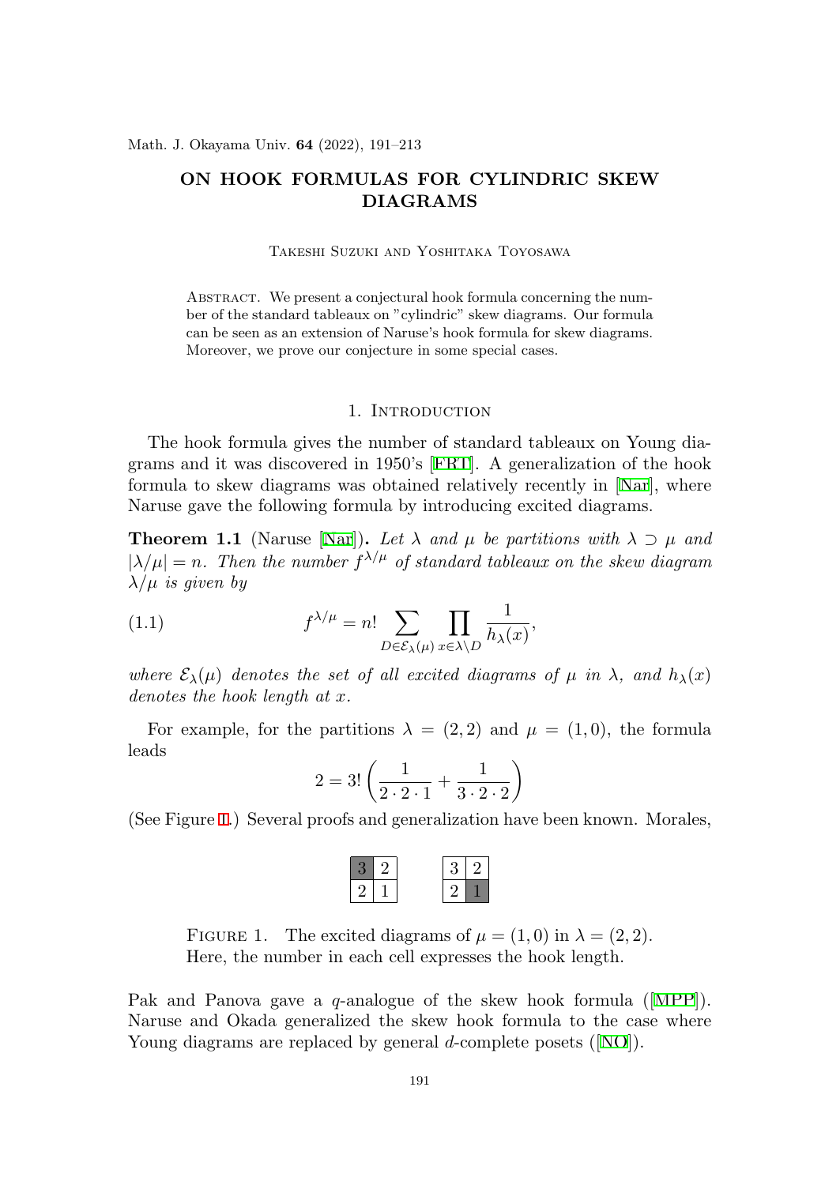# ON HOOK FORMULAS FOR CYLINDRIC SKEW DIAGRAMS

Takeshi Suzuki and Yoshitaka Toyosawa

Abstract. We present a conjectural hook formula concerning the number of the standard tableaux on "cylindric" skew diagrams. Our formula can be seen as an extension of Naruse's hook formula for skew diagrams. Moreover, we prove our conjecture in some special cases.

## 1. Introduction

The hook formula gives the number of standard tableaux on Young diagrams and it was discovered in 1950's [FRT]. A generalization of the hook formula to skew diagrams was obtained relatively recently in [Nar], where Naruse gave the following formula by introducing excited diagrams.

**Theorem 1.1** (Naruse [Nar]). *Let $\lambda$ and $\mu$ be partitions with $\lambda \supset \mu$ and $|\lambda/\mu| = n$. Then the number $f^{\lambda/\mu}$ of standard tableaux on the skew diagram $\lambda/\mu$ is given by*

$$f^{\lambda/\mu} = n! \sum_{D \in \mathcal{E}_\lambda(\mu)} \prod_{x \in \lambda \setminus D} \frac{1}{h_\lambda(x)}, \tag{1.1}$$

*where $\mathcal{E}_\lambda(\mu)$ denotes the set of all excited diagrams of $\mu$ in $\lambda$, and $h_\lambda(x)$ denotes the hook length at $x$.*

For example, for the partitions $\lambda = (2, 2)$ and $\mu = (1, 0)$, the formula leads

$$2 = 3! \left( \frac{1}{2 \cdot 2 \cdot 1} + \frac{1}{3 \cdot 2 \cdot 2} \right)$$

(See Figure 1.) Several proofs and generalization have been known. Morales,

| | |
|---|---|
| 3 | 2 |
| 2 | 1 |

| | |
|---|---|
| 3 | 2 |
| 2 | 1 |

Figure 1. The excited diagrams of $\mu = (1, 0)$ in $\lambda = (2, 2)$. Here, the number in each cell expresses the hook length.

Pak and Panova gave a $q$-analogue of the skew hook formula ([MPP]). Naruse and Okada generalized the skew hook formula to the case where Young diagrams are replaced by general $d$-complete posets ([NO]).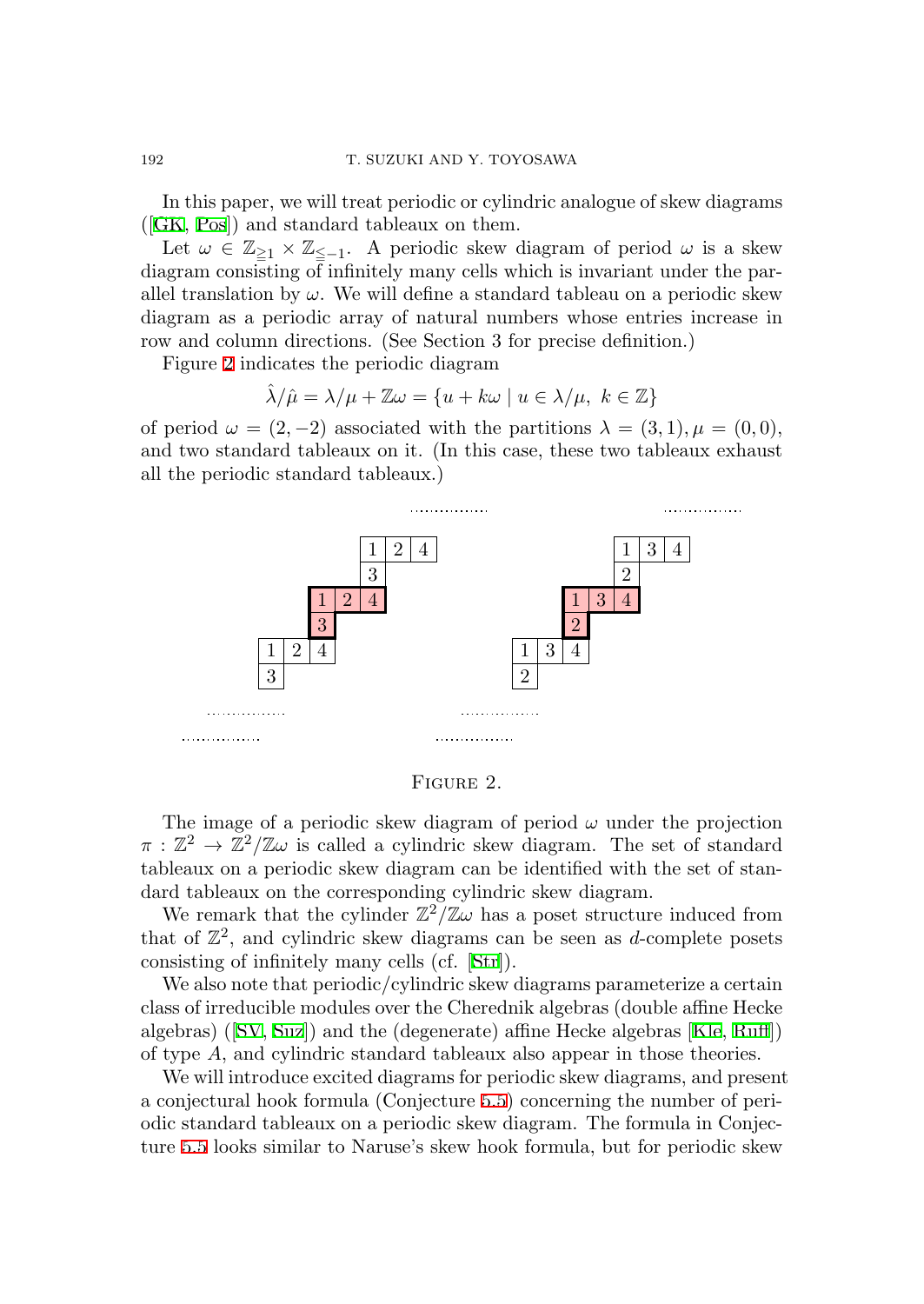In this paper, we will treat periodic or cylindric analogue of skew diagrams ([GK, Pos]) and standard tableaux on them.

Let $\omega \in \mathbb{Z}_{\geqq 1} \times \mathbb{Z}_{\leqq -1}$. A periodic skew diagram of period $\omega$ is a skew diagram consisting of infinitely many cells which is invariant under the parallel translation by $\omega$. We will define a standard tableau on a periodic skew diagram as a periodic array of natural numbers whose entries increase in row and column directions. (See Section 3 for precise definition.)

Figure 2 indicates the periodic diagram

$$\hat{\lambda}/\hat{\mu} = \lambda/\mu + \mathbb{Z}\omega = \{u + k\omega \mid u \in \lambda/\mu,\ k \in \mathbb{Z}\}$$

of period $\omega = (2, -2)$ associated with the partitions $\lambda = (3, 1), \mu = (0, 0)$, and two standard tableaux on it. (In this case, these two tableaux exhaust all the periodic standard tableaux.)

FIGURE 2.

The image of a periodic skew diagram of period $\omega$ under the projection $\pi : \mathbb{Z}^2 \to \mathbb{Z}^2/\mathbb{Z}\omega$ is called a cylindric skew diagram. The set of standard tableaux on a periodic skew diagram can be identified with the set of standard tableaux on the corresponding cylindric skew diagram.

We remark that the cylinder $\mathbb{Z}^2/\mathbb{Z}\omega$ has a poset structure induced from that of $\mathbb{Z}^2$, and cylindric skew diagrams can be seen as $d$-complete posets consisting of infinitely many cells (cf. [Str]).

We also note that periodic/cylindric skew diagrams parameterize a certain class of irreducible modules over the Cherednik algebras (double affine Hecke algebras) ([SV, Suz]) and the (degenerate) affine Hecke algebras [Kle, Ruff]) of type $A$, and cylindric standard tableaux also appear in those theories.

We will introduce excited diagrams for periodic skew diagrams, and present a conjectural hook formula (Conjecture 5.5) concerning the number of periodic standard tableaux on a periodic skew diagram. The formula in Conjecture 5.5 looks similar to Naruse's skew hook formula, but for periodic skew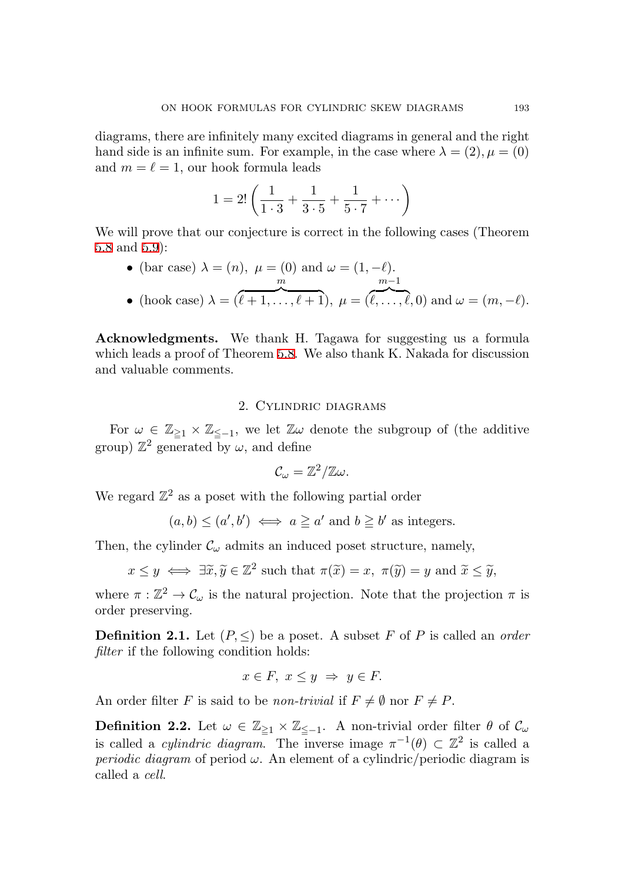diagrams, there are infinitely many excited diagrams in general and the right hand side is an infinite sum. For example, in the case where $\lambda = (2), \mu = (0)$ and $m = \ell = 1$, our hook formula leads

$$1 = 2! \left( \frac{1}{1 \cdot 3} + \frac{1}{3 \cdot 5} + \frac{1}{5 \cdot 7} + \cdots \right)$$

We will prove that our conjecture is correct in the following cases (Theorem 5.8 and 5.9):

- (bar case) $\lambda = (n),\ \mu = (0)$ and $\omega = (1, -\ell)$.
- (hook case) $\lambda = (\overbrace{\ell+1, \ldots, \ell+1}^{m}),\ \mu = (\overbrace{\ell, \ldots, \ell}^{m-1}, 0)$ and $\omega = (m, -\ell)$.

**Acknowledgments.** We thank H. Tagawa for suggesting us a formula which leads a proof of Theorem 5.8. We also thank K. Nakada for discussion and valuable comments.

## 2. Cylindric diagrams

For $\omega \in \mathbb{Z}_{\geqq 1} \times \mathbb{Z}_{\leqq -1}$, we let $\mathbb{Z}\omega$ denote the subgroup of (the additive group) $\mathbb{Z}^2$ generated by $\omega$, and define

$$\mathcal{C}_\omega = \mathbb{Z}^2 / \mathbb{Z}\omega.$$

We regard $\mathbb{Z}^2$ as a poset with the following partial order

$$(a, b) \leq (a', b') \iff a \geqq a' \text{ and } b \geqq b' \text{ as integers.}$$

Then, the cylinder $\mathcal{C}_\omega$ admits an induced poset structure, namely,

$$x \leq y \iff \exists \widetilde{x}, \widetilde{y} \in \mathbb{Z}^2 \text{ such that } \pi(\widetilde{x}) = x,\ \pi(\widetilde{y}) = y \text{ and } \widetilde{x} \leq \widetilde{y},$$

where $\pi : \mathbb{Z}^2 \to \mathcal{C}_\omega$ is the natural projection. Note that the projection $\pi$ is order preserving.

**Definition 2.1.** Let $(P, \leq)$ be a poset. A subset $F$ of $P$ is called an *order filter* if the following condition holds:

$$x \in F,\ x \leq y \ \Rightarrow\ y \in F.$$

An order filter $F$ is said to be *non-trivial* if $F \neq \emptyset$ nor $F \neq P$.

**Definition 2.2.** Let $\omega \in \mathbb{Z}_{\geqq 1} \times \mathbb{Z}_{\leqq -1}$. A non-trivial order filter $\theta$ of $\mathcal{C}_\omega$ is called a *cylindric diagram*. The inverse image $\pi^{-1}(\theta) \subset \mathbb{Z}^2$ is called a *periodic diagram* of period $\omega$. An element of a cylindric/periodic diagram is called a *cell*.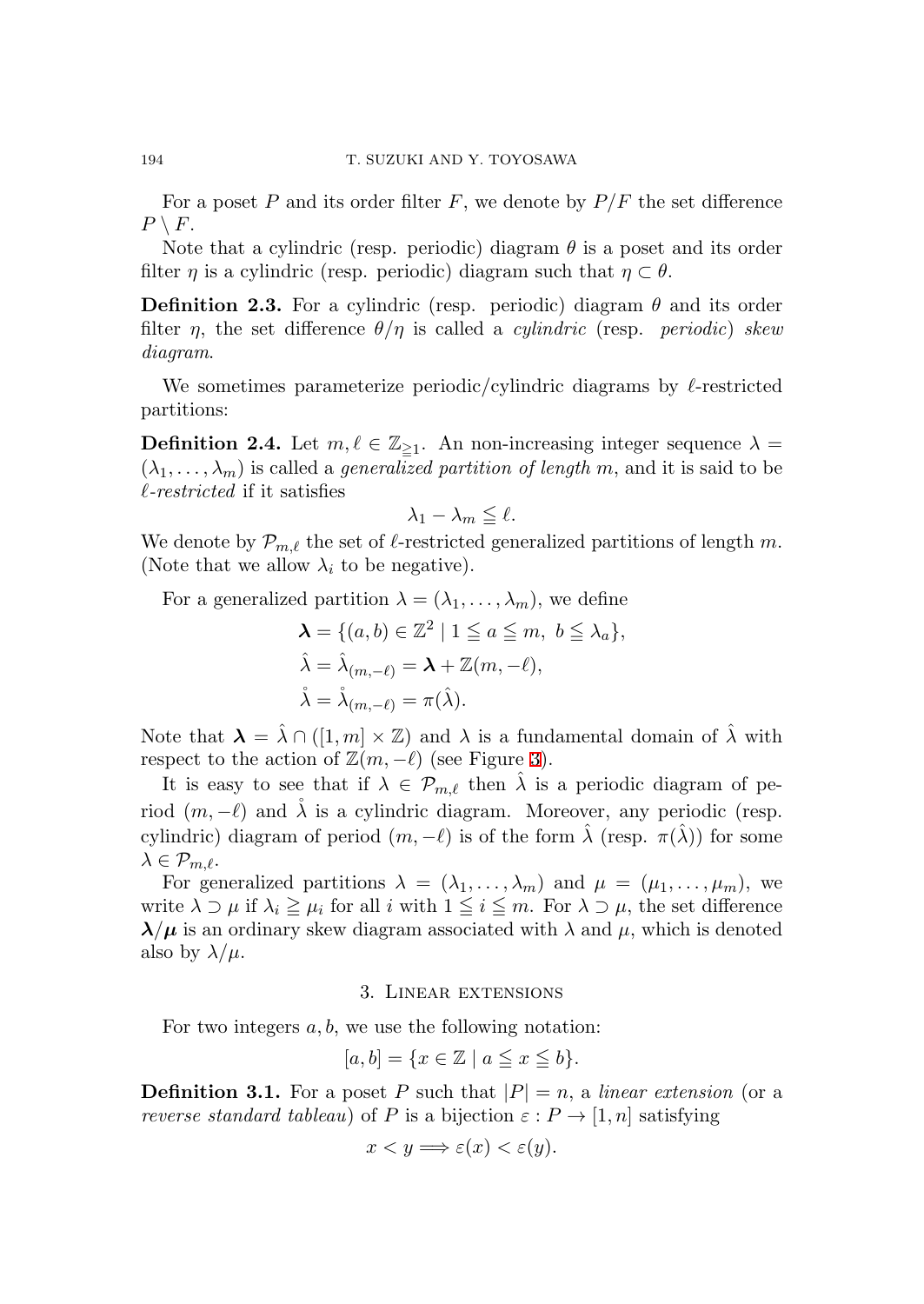For a poset $P$ and its order filter $F$, we denote by $P/F$ the set difference $P \setminus F$.

Note that a cylindric (resp. periodic) diagram $\theta$ is a poset and its order filter $\eta$ is a cylindric (resp. periodic) diagram such that $\eta \subset \theta$.

**Definition 2.3.** For a cylindric (resp. periodic) diagram $\theta$ and its order filter $\eta$, the set difference $\theta/\eta$ is called a *cylindric* (resp. *periodic*) *skew diagram*.

We sometimes parameterize periodic/cylindric diagrams by $\ell$-restricted partitions:

**Definition 2.4.** Let $m, \ell \in \mathbb{Z}_{\geqq 1}$. An non-increasing integer sequence $\lambda = (\lambda_1, \ldots, \lambda_m)$ is called a *generalized partition of length* $m$, and it is said to be $\ell$*-restricted* if it satisfies

$$\lambda_1 - \lambda_m \leqq \ell.$$

We denote by $\mathcal{P}_{m,\ell}$ the set of $\ell$-restricted generalized partitions of length $m$. (Note that we allow $\lambda_i$ to be negative).

For a generalized partition $\lambda = (\lambda_1, \ldots, \lambda_m)$, we define

$$\boldsymbol{\lambda} = \{(a, b) \in \mathbb{Z}^2 \mid 1 \leqq a \leqq m, \ b \leqq \lambda_a\},$$
$$\hat{\lambda} = \hat{\lambda}_{(m,-\ell)} = \boldsymbol{\lambda} + \mathbb{Z}(m, -\ell),$$
$$\mathring{\lambda} = \mathring{\lambda}_{(m,-\ell)} = \pi(\hat{\lambda}).$$

Note that $\boldsymbol{\lambda} = \hat{\lambda} \cap ([1, m] \times \mathbb{Z})$ and $\lambda$ is a fundamental domain of $\hat{\lambda}$ with respect to the action of $\mathbb{Z}(m, -\ell)$ (see Figure 3).

It is easy to see that if $\lambda \in \mathcal{P}_{m,\ell}$ then $\hat{\lambda}$ is a periodic diagram of period $(m, -\ell)$ and $\mathring{\lambda}$ is a cylindric diagram. Moreover, any periodic (resp. cylindric) diagram of period $(m, -\ell)$ is of the form $\hat{\lambda}$ (resp. $\pi(\hat{\lambda})$) for some $\lambda \in \mathcal{P}_{m,\ell}$.

For generalized partitions $\lambda = (\lambda_1, \ldots, \lambda_m)$ and $\mu = (\mu_1, \ldots, \mu_m)$, we write $\lambda \supset \mu$ if $\lambda_i \geqq \mu_i$ for all $i$ with $1 \leqq i \leqq m$. For $\lambda \supset \mu$, the set difference $\boldsymbol{\lambda}/\boldsymbol{\mu}$ is an ordinary skew diagram associated with $\lambda$ and $\mu$, which is denoted also by $\lambda/\mu$.

## 3. Linear extensions

For two integers $a, b$, we use the following notation:

$$[a, b] = \{x \in \mathbb{Z} \mid a \leqq x \leqq b\}.$$

**Definition 3.1.** For a poset $P$ such that $|P| = n$, a *linear extension* (or a *reverse standard tableau*) of $P$ is a bijection $\varepsilon : P \to [1, n]$ satisfying

$$x < y \Longrightarrow \varepsilon(x) < \varepsilon(y).$$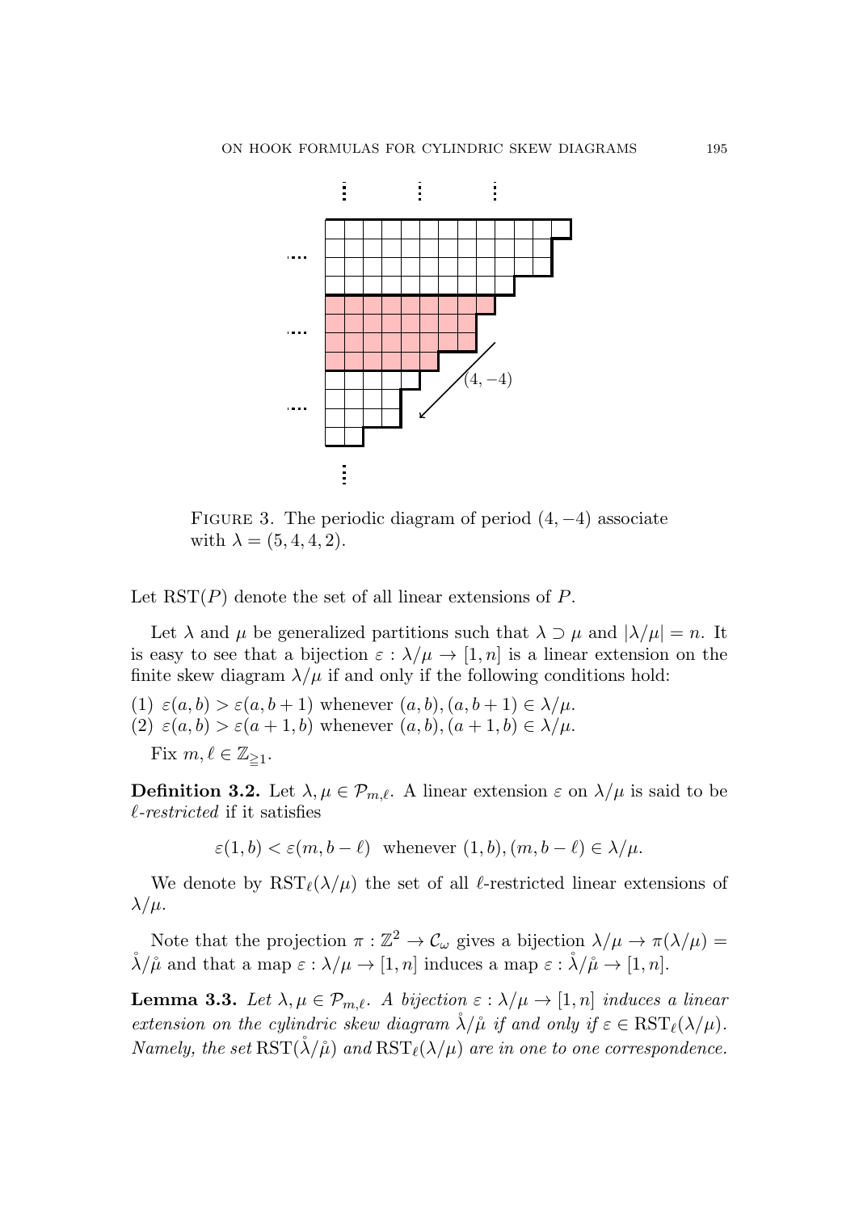(4, −4)

Figure 3. The periodic diagram of period $(4, -4)$ associate with $\lambda = (5, 4, 4, 2)$.

Let $\mathrm{RST}(P)$ denote the set of all linear extensions of $P$.

Let $\lambda$ and $\mu$ be generalized partitions such that $\lambda \supset \mu$ and $|\lambda/\mu| = n$. It is easy to see that a bijection $\varepsilon : \lambda/\mu \to [1, n]$ is a linear extension on the finite skew diagram $\lambda/\mu$ if and only if the following conditions hold:

(1) $\varepsilon(a, b) > \varepsilon(a, b+1)$ whenever $(a, b), (a, b+1) \in \lambda/\mu$.
(2) $\varepsilon(a, b) > \varepsilon(a+1, b)$ whenever $(a, b), (a+1, b) \in \lambda/\mu$.

Fix $m, \ell \in \mathbb{Z}_{\geqq 1}$.

**Definition 3.2.** Let $\lambda, \mu \in \mathcal{P}_{m,\ell}$. A linear extension $\varepsilon$ on $\lambda/\mu$ is said to be *$\ell$-restricted* if it satisfies

$$\varepsilon(1, b) < \varepsilon(m, b - \ell) \text{ whenever } (1, b), (m, b - \ell) \in \lambda/\mu.$$

We denote by $\mathrm{RST}_\ell(\lambda/\mu)$ the set of all $\ell$-restricted linear extensions of $\lambda/\mu$.

Note that the projection $\pi : \mathbb{Z}^2 \to \mathcal{C}_\omega$ gives a bijection $\lambda/\mu \to \pi(\lambda/\mu) = \mathring{\lambda}/\mathring{\mu}$ and that a map $\varepsilon : \lambda/\mu \to [1, n]$ induces a map $\varepsilon : \mathring{\lambda}/\mathring{\mu} \to [1, n]$.

**Lemma 3.3.** *Let $\lambda, \mu \in \mathcal{P}_{m,\ell}$. A bijection $\varepsilon : \lambda/\mu \to [1, n]$ induces a linear extension on the cylindric skew diagram $\mathring{\lambda}/\mathring{\mu}$ if and only if $\varepsilon \in \mathrm{RST}_\ell(\lambda/\mu)$. Namely, the set $\mathrm{RST}(\mathring{\lambda}/\mathring{\mu})$ and $\mathrm{RST}_\ell(\lambda/\mu)$ are in one to one correspondence.*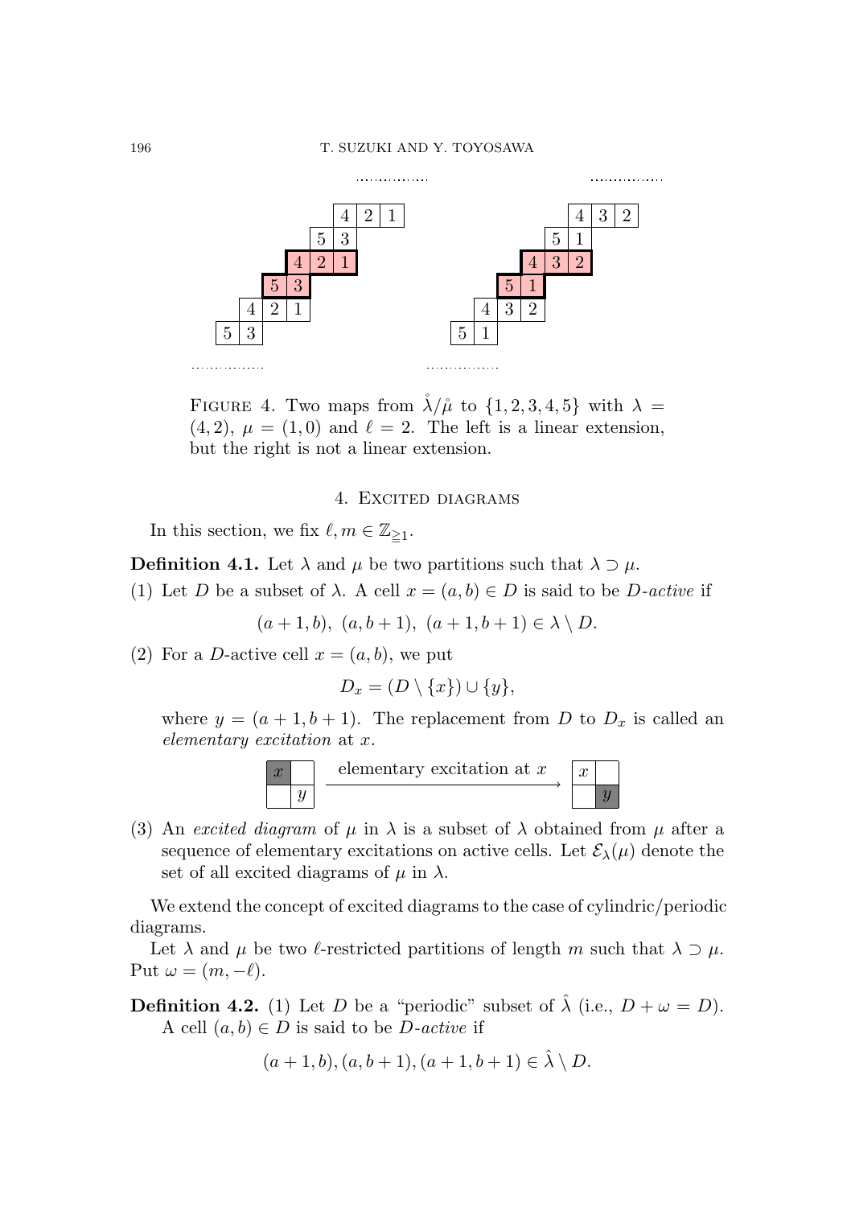FIGURE 4. Two maps from $\mathring{\lambda}/\mathring{\mu}$ to $\{1, 2, 3, 4, 5\}$ with $\lambda = (4, 2)$, $\mu = (1, 0)$ and $\ell = 2$. The left is a linear extension, but the right is not a linear extension.

## 4. Excited diagrams

In this section, we fix $\ell, m \in \mathbb{Z}_{\geqq 1}$.

**Definition 4.1.** Let $\lambda$ and $\mu$ be two partitions such that $\lambda \supset \mu$.

(1) Let $D$ be a subset of $\lambda$. A cell $x = (a, b) \in D$ is said to be *$D$-active* if

$$(a + 1, b),\ (a, b + 1),\ (a + 1, b + 1) \in \lambda \setminus D.$$

(2) For a $D$-active cell $x = (a, b)$, we put

$$D_x = (D \setminus \{x\}) \cup \{y\},$$

where $y = (a + 1, b + 1)$. The replacement from $D$ to $D_x$ is called an *elementary excitation* at $x$.

elementary excitation at $x$

(3) An *excited diagram* of $\mu$ in $\lambda$ is a subset of $\lambda$ obtained from $\mu$ after a sequence of elementary excitations on active cells. Let $\mathcal{E}_\lambda(\mu)$ denote the set of all excited diagrams of $\mu$ in $\lambda$.

We extend the concept of excited diagrams to the case of cylindric/periodic diagrams.

Let $\lambda$ and $\mu$ be two $\ell$-restricted partitions of length $m$ such that $\lambda \supset \mu$. Put $\omega = (m, -\ell)$.

**Definition 4.2.** (1) Let $D$ be a "periodic" subset of $\hat{\lambda}$ (i.e., $D + \omega = D$). A cell $(a, b) \in D$ is said to be *$D$-active* if

$$(a + 1, b), (a, b + 1), (a + 1, b + 1) \in \hat{\lambda} \setminus D.$$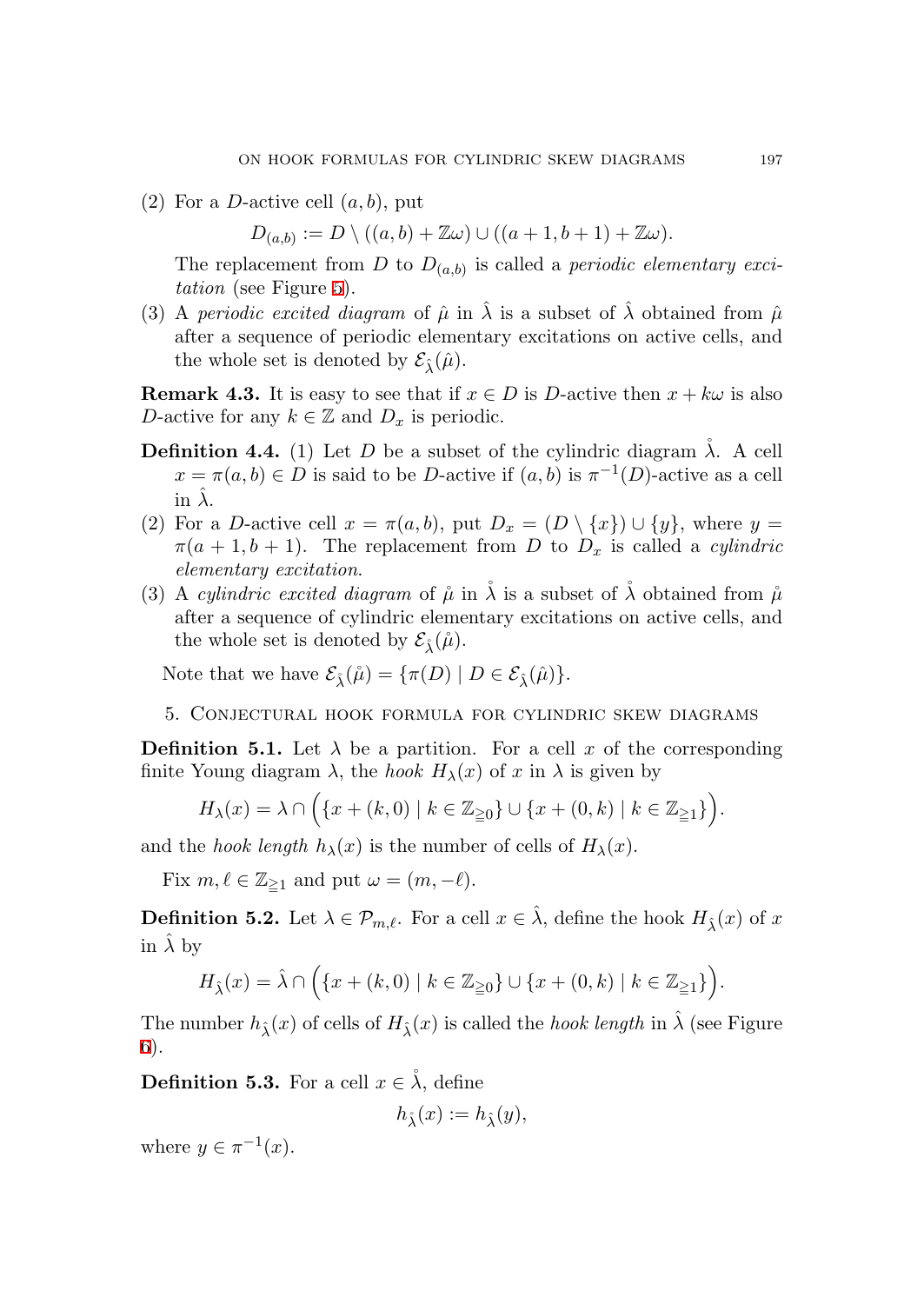(2) For a $D$-active cell $(a, b)$, put

$$D_{(a,b)} := D \setminus ((a, b) + \mathbb{Z}\omega) \cup ((a + 1, b + 1) + \mathbb{Z}\omega).$$

The replacement from $D$ to $D_{(a,b)}$ is called a *periodic elementary excitation* (see Figure 5).

(3) A *periodic excited diagram* of $\hat{\mu}$ in $\hat{\lambda}$ is a subset of $\hat{\lambda}$ obtained from $\hat{\mu}$ after a sequence of periodic elementary excitations on active cells, and the whole set is denoted by $\mathcal{E}_{\hat{\lambda}}(\hat{\mu})$.

**Remark 4.3.** It is easy to see that if $x \in D$ is $D$-active then $x + k\omega$ is also $D$-active for any $k \in \mathbb{Z}$ and $D_x$ is periodic.

**Definition 4.4.** (1) Let $D$ be a subset of the cylindric diagram $\mathring{\lambda}$. A cell $x = \pi(a, b) \in D$ is said to be $D$-active if $(a, b)$ is $\pi^{-1}(D)$-active as a cell in $\hat{\lambda}$.

(2) For a $D$-active cell $x = \pi(a, b)$, put $D_x = (D \setminus \{x\}) \cup \{y\}$, where $y = \pi(a + 1, b + 1)$. The replacement from $D$ to $D_x$ is called a *cylindric elementary excitation*.

(3) A *cylindric excited diagram* of $\mathring{\mu}$ in $\mathring{\lambda}$ is a subset of $\mathring{\lambda}$ obtained from $\mathring{\mu}$ after a sequence of cylindric elementary excitations on active cells, and the whole set is denoted by $\mathcal{E}_{\mathring{\lambda}}(\mathring{\mu})$.

Note that we have $\mathcal{E}_{\mathring{\lambda}}(\mathring{\mu}) = \{\pi(D) \mid D \in \mathcal{E}_{\hat{\lambda}}(\hat{\mu})\}$.

## 5. Conjectural hook formula for cylindric skew diagrams

**Definition 5.1.** Let $\lambda$ be a partition. For a cell $x$ of the corresponding finite Young diagram $\lambda$, the *hook* $H_\lambda(x)$ of $x$ in $\lambda$ is given by

$$H_\lambda(x) = \lambda \cap \Big(\{x + (k, 0) \mid k \in \mathbb{Z}_{\geqq 0}\} \cup \{x + (0, k) \mid k \in \mathbb{Z}_{\geqq 1}\}\Big).$$

and the *hook length* $h_\lambda(x)$ is the number of cells of $H_\lambda(x)$.

Fix $m, \ell \in \mathbb{Z}_{\geqq 1}$ and put $\omega = (m, -\ell)$.

**Definition 5.2.** Let $\lambda \in \mathcal{P}_{m,\ell}$. For a cell $x \in \hat{\lambda}$, define the hook $H_{\hat{\lambda}}(x)$ of $x$ in $\hat{\lambda}$ by

$$H_{\hat{\lambda}}(x) = \hat{\lambda} \cap \Big(\{x + (k, 0) \mid k \in \mathbb{Z}_{\geqq 0}\} \cup \{x + (0, k) \mid k \in \mathbb{Z}_{\geqq 1}\}\Big).$$

The number $h_{\hat{\lambda}}(x)$ of cells of $H_{\hat{\lambda}}(x)$ is called the *hook length* in $\hat{\lambda}$ (see Figure 6).

**Definition 5.3.** For a cell $x \in \mathring{\lambda}$, define

$$h_{\mathring{\lambda}}(x) := h_{\hat{\lambda}}(y),$$

where $y \in \pi^{-1}(x)$.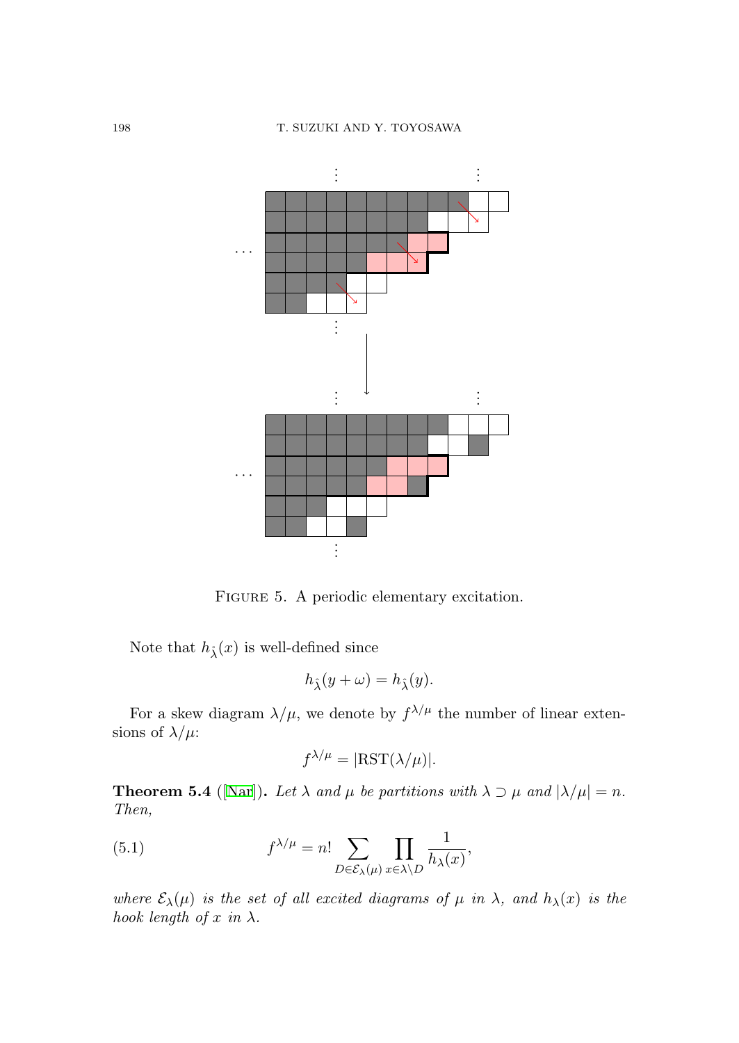FIGURE 5. A periodic elementary excitation.

Note that $h_{\hat{\lambda}}(x)$ is well-defined since

$$h_{\hat{\lambda}}(y + \omega) = h_{\hat{\lambda}}(y).$$

For a skew diagram $\lambda/\mu$, we denote by $f^{\lambda/\mu}$ the number of linear extensions of $\lambda/\mu$:

$$f^{\lambda/\mu} = |\mathrm{RST}(\lambda/\mu)|.$$

**Theorem 5.4** ([Nar]). *Let $\lambda$ and $\mu$ be partitions with $\lambda \supset \mu$ and $|\lambda/\mu| = n$. Then,*

$$f^{\lambda/\mu} = n! \sum_{D \in \mathcal{E}_\lambda(\mu)} \prod_{x \in \lambda \setminus D} \frac{1}{h_\lambda(x)}, \tag{5.1}$$

*where $\mathcal{E}_\lambda(\mu)$ is the set of all excited diagrams of $\mu$ in $\lambda$, and $h_\lambda(x)$ is the hook length of $x$ in $\lambda$.*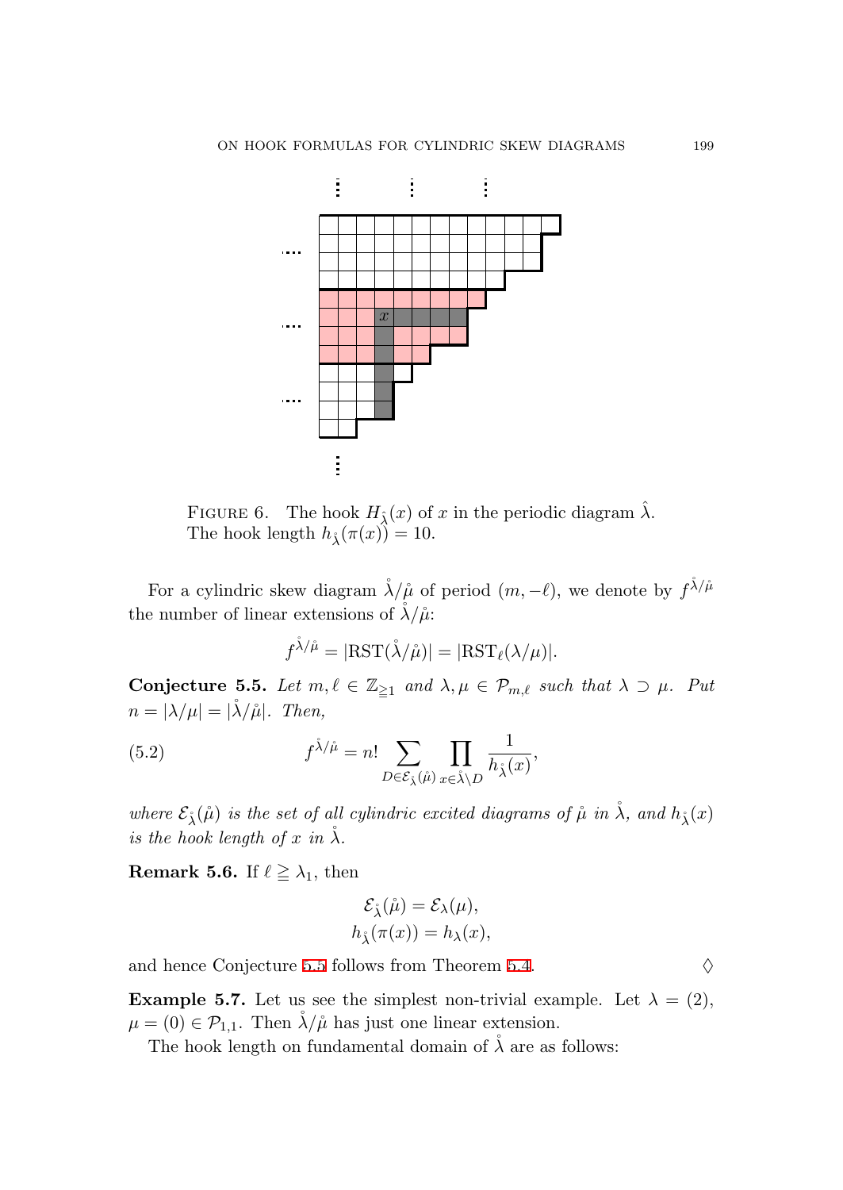FIGURE 6. The hook $H_{\hat{\lambda}}(x)$ of $x$ in the periodic diagram $\hat{\lambda}$. The hook length $h_{\mathring{\lambda}}(\pi(x)) = 10$.

For a cylindric skew diagram $\mathring{\lambda}/\mathring{\mu}$ of period $(m, -\ell)$, we denote by $f^{\mathring{\lambda}/\mathring{\mu}}$ the number of linear extensions of $\mathring{\lambda}/\mathring{\mu}$:

$$f^{\mathring{\lambda}/\mathring{\mu}} = |\mathrm{RST}(\mathring{\lambda}/\mathring{\mu})| = |\mathrm{RST}_\ell(\lambda/\mu)|.$$

**Conjecture 5.5.** *Let $m, \ell \in \mathbb{Z}_{\geqq 1}$ and $\lambda, \mu \in \mathcal{P}_{m,\ell}$ such that $\lambda \supset \mu$. Put $n = |\lambda/\mu| = |\mathring{\lambda}/\mathring{\mu}|$. Then,*

$$f^{\mathring{\lambda}/\mathring{\mu}} = n! \sum_{D \in \mathcal{E}_{\mathring{\lambda}}(\mathring{\mu})} \prod_{x \in \mathring{\lambda} \setminus D} \frac{1}{h_{\mathring{\lambda}}(x)}, \tag{5.2}$$

*where $\mathcal{E}_{\mathring{\lambda}}(\mathring{\mu})$ is the set of all cylindric excited diagrams of $\mathring{\mu}$ in $\mathring{\lambda}$, and $h_{\mathring{\lambda}}(x)$ is the hook length of $x$ in $\mathring{\lambda}$.*

**Remark 5.6.** If $\ell \geqq \lambda_1$, then

$$\mathcal{E}_{\mathring{\lambda}}(\mathring{\mu}) = \mathcal{E}_\lambda(\mu),$$
$$h_{\mathring{\lambda}}(\pi(x)) = h_\lambda(x),$$

and hence Conjecture 5.5 follows from Theorem 5.4. ◊

**Example 5.7.** Let us see the simplest non-trivial example. Let $\lambda = (2)$, $\mu = (0) \in \mathcal{P}_{1,1}$. Then $\mathring{\lambda}/\mathring{\mu}$ has just one linear extension.

The hook length on fundamental domain of $\mathring{\lambda}$ are as follows: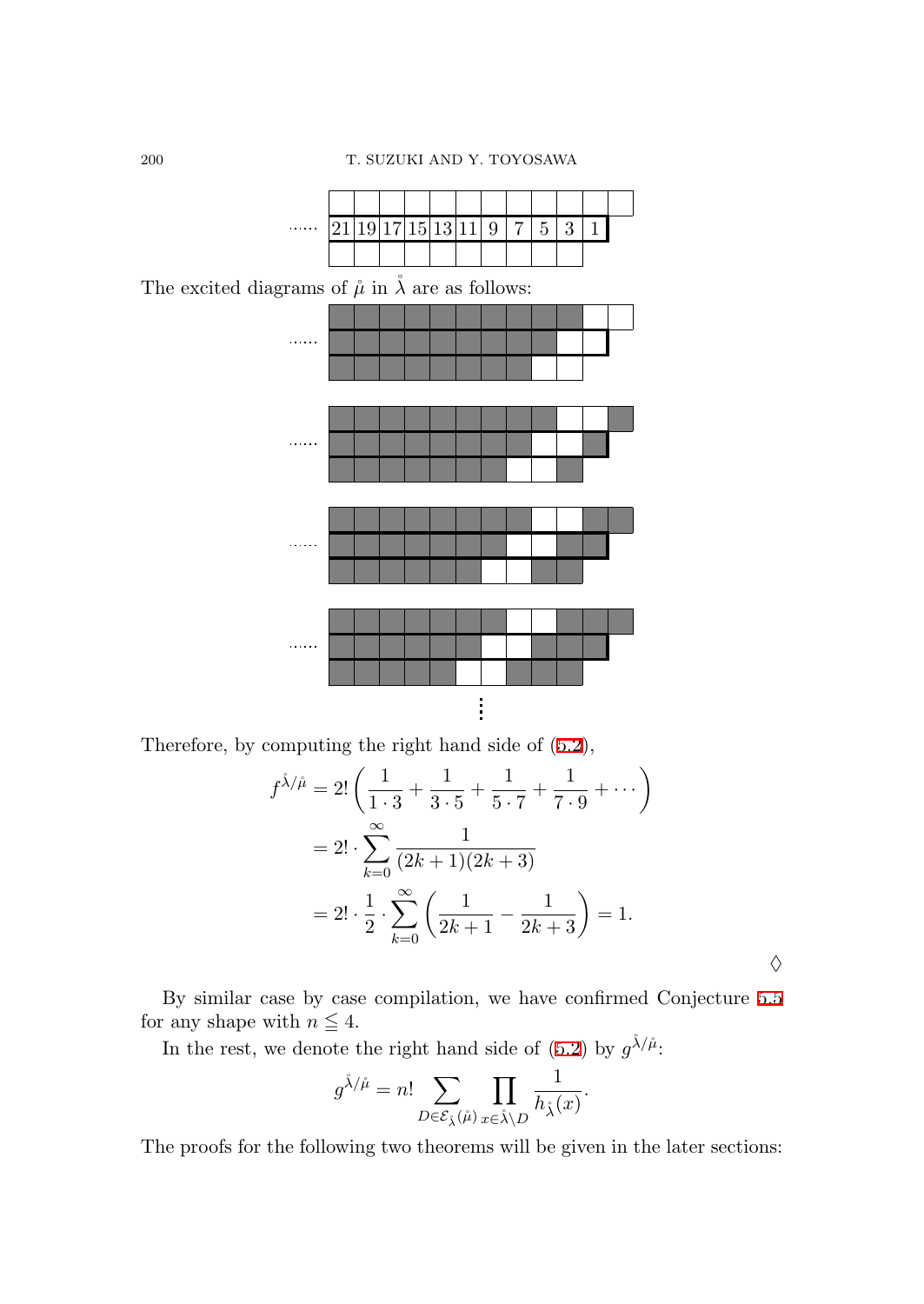...... 21 19 17 15 13 11 9 7 5 3 1

The excited diagrams of $\mathring{\mu}$ in $\mathring{\lambda}$ are as follows:

......

......

......

......

⋮

Therefore, by computing the right hand side of (5.2),

$$
\begin{aligned}
f^{\mathring{\lambda}/\mathring{\mu}} &= 2!\left(\frac{1}{1\cdot 3}+\frac{1}{3\cdot 5}+\frac{1}{5\cdot 7}+\frac{1}{7\cdot 9}+\cdots\right)\\
&= 2!\cdot\sum_{k=0}^{\infty}\frac{1}{(2k+1)(2k+3)}\\
&= 2!\cdot\frac{1}{2}\cdot\sum_{k=0}^{\infty}\left(\frac{1}{2k+1}-\frac{1}{2k+3}\right)=1.
\end{aligned}
$$

◊

By similar case by case compilation, we have confirmed Conjecture 5.5 for any shape with $n \leqq 4$.

In the rest, we denote the right hand side of (5.2) by $g^{\mathring{\lambda}/\mathring{\mu}}$:

$$
g^{\mathring{\lambda}/\mathring{\mu}} = n! \sum_{D\in\mathcal{E}_{\mathring{\lambda}}(\mathring{\mu})} \prod_{x\in\mathring{\lambda}\setminus D} \frac{1}{h_{\mathring{\lambda}}(x)}.
$$

The proofs for the following two theorems will be given in the later sections: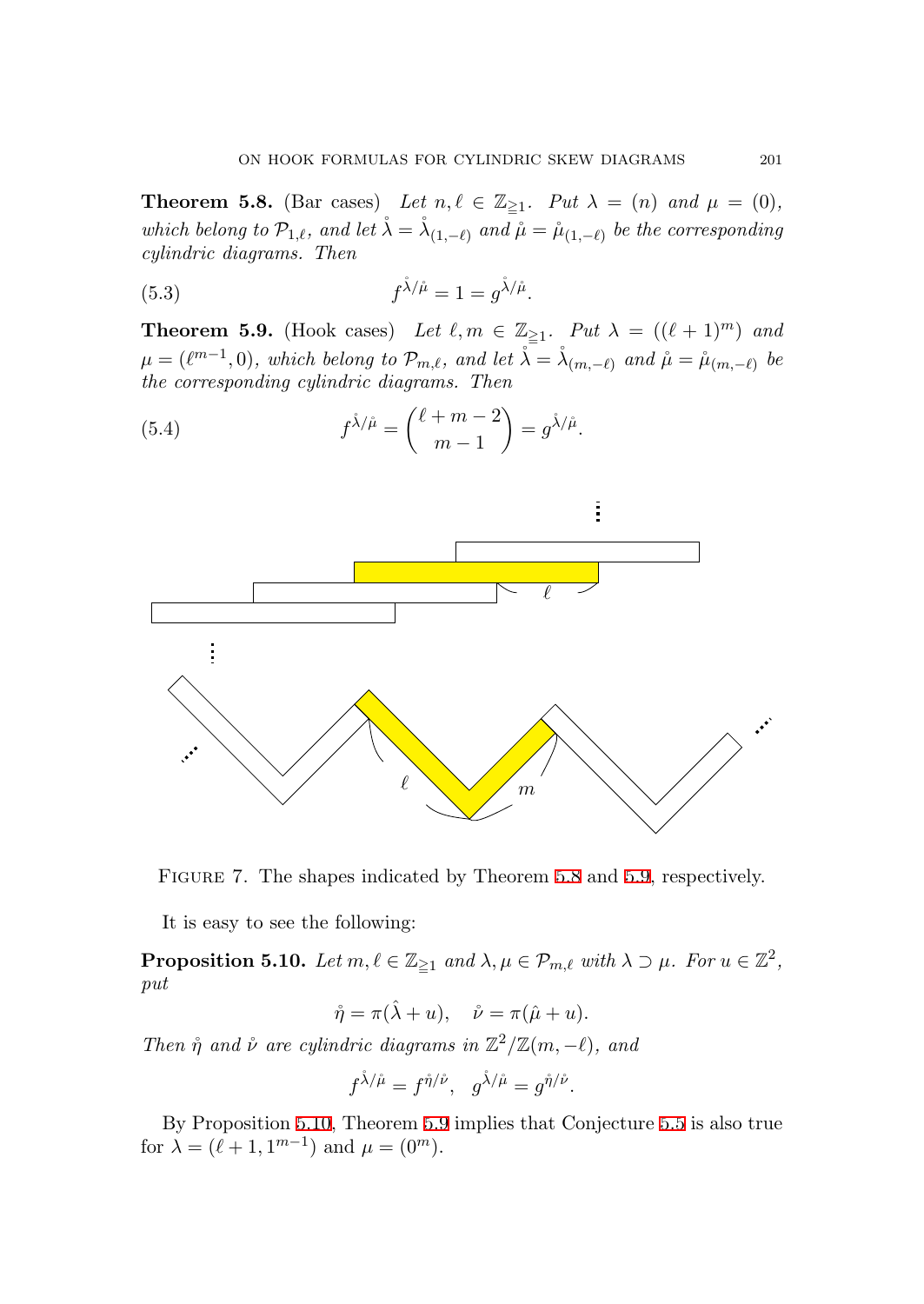**Theorem 5.8.** (Bar cases) *Let $n, \ell \in \mathbb{Z}_{\geqq 1}$. Put $\lambda = (n)$ and $\mu = (0)$, which belong to $\mathcal{P}_{1,\ell}$, and let $\mathring{\lambda} = \mathring{\lambda}_{(1,-\ell)}$ and $\mathring{\mu} = \mathring{\mu}_{(1,-\ell)}$ be the corresponding cylindric diagrams. Then*

$$f^{\mathring{\lambda}/\mathring{\mu}} = 1 = g^{\mathring{\lambda}/\mathring{\mu}}. \tag{5.3}$$

**Theorem 5.9.** (Hook cases) *Let $\ell, m \in \mathbb{Z}_{\geqq 1}$. Put $\lambda = ((\ell+1)^m)$ and $\mu = (\ell^{m-1}, 0)$, which belong to $\mathcal{P}_{m,\ell}$, and let $\mathring{\lambda} = \mathring{\lambda}_{(m,-\ell)}$ and $\mathring{\mu} = \mathring{\mu}_{(m,-\ell)}$ be the corresponding cylindric diagrams. Then*

$$f^{\mathring{\lambda}/\mathring{\mu}} = \binom{\ell+m-2}{m-1} = g^{\mathring{\lambda}/\mathring{\mu}}. \tag{5.4}$$

Figure 7. The shapes indicated by Theorem 5.8 and 5.9, respectively.

It is easy to see the following:

**Proposition 5.10.** *Let $m, \ell \in \mathbb{Z}_{\geqq 1}$ and $\lambda, \mu \in \mathcal{P}_{m,\ell}$ with $\lambda \supset \mu$. For $u \in \mathbb{Z}^2$, put*

$$\mathring{\eta} = \pi(\hat{\lambda} + u), \quad \mathring{\nu} = \pi(\hat{\mu} + u).$$

*Then $\mathring{\eta}$ and $\mathring{\nu}$ are cylindric diagrams in $\mathbb{Z}^2/\mathbb{Z}(m, -\ell)$, and*

$$f^{\mathring{\lambda}/\mathring{\mu}} = f^{\mathring{\eta}/\mathring{\nu}}, \quad g^{\mathring{\lambda}/\mathring{\mu}} = g^{\mathring{\eta}/\mathring{\nu}}.$$

By Proposition 5.10, Theorem 5.9 implies that Conjecture 5.5 is also true for $\lambda = (\ell+1, 1^{m-1})$ and $\mu = (0^m)$.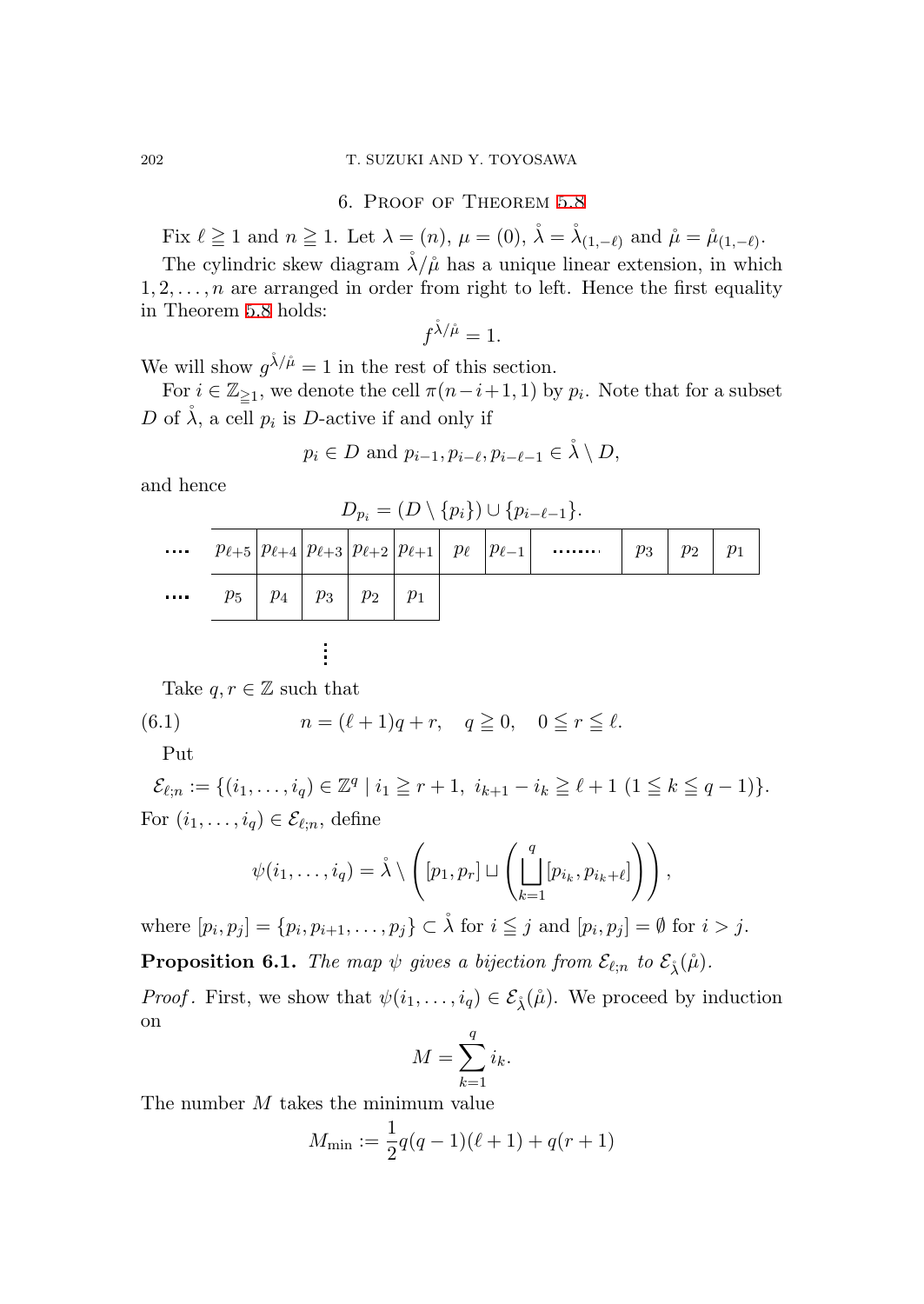## 6. Proof of Theorem 5.8

Fix $\ell \geqq 1$ and $n \geqq 1$. Let $\lambda = (n)$, $\mu = (0)$, $\mathring{\lambda} = \mathring{\lambda}_{(1,-\ell)}$ and $\mathring{\mu} = \mathring{\mu}_{(1,-\ell)}$.

The cylindric skew diagram $\mathring{\lambda}/\mathring{\mu}$ has a unique linear extension, in which $1, 2, \ldots, n$ are arranged in order from right to left. Hence the first equality in Theorem 5.8 holds:

$$f^{\mathring{\lambda}/\mathring{\mu}} = 1.$$

We will show $g^{\mathring{\lambda}/\mathring{\mu}} = 1$ in the rest of this section.

For $i \in \mathbb{Z}_{\geqq 1}$, we denote the cell $\pi(n-i+1, 1)$ by $p_i$. Note that for a subset $D$ of $\mathring{\lambda}$, a cell $p_i$ is $D$-active if and only if

$$p_i \in D \text{ and } p_{i-1}, p_{i-\ell}, p_{i-\ell-1} \in \mathring{\lambda} \setminus D,$$

and hence

$$D_{p_i} = (D \setminus \{p_i\}) \cup \{p_{i-\ell-1}\}.$$

| | | | | | | | | | | | |
|---|---|---|---|---|---|---|---|---|---|---|---|
| $\cdots$ | $p_{\ell+5}$ | $p_{\ell+4}$ | $p_{\ell+3}$ | $p_{\ell+2}$ | $p_{\ell+1}$ | $p_\ell$ | $p_{\ell-1}$ | $\cdots$ | $p_3$ | $p_2$ | $p_1$ |
| $\cdots$ | $p_5$ | $p_4$ | $p_3$ | $p_2$ | $p_1$ | | | | | | |
| | $\vdots$ | | | | | | | | | | |

Take $q, r \in \mathbb{Z}$ such that

$$n = (\ell+1)q + r, \quad q \geqq 0, \quad 0 \leqq r \leqq \ell. \tag{6.1}$$

Put

$$\mathcal{E}_{\ell;n} := \{(i_1, \ldots, i_q) \in \mathbb{Z}^q \mid i_1 \geqq r+1,\ i_{k+1} - i_k \geqq \ell + 1\ (1 \leqq k \leqq q-1)\}.$$

For $(i_1, \ldots, i_q) \in \mathcal{E}_{\ell;n}$, define

$$\psi(i_1, \ldots, i_q) = \mathring{\lambda} \setminus \left( [p_1, p_r] \sqcup \left( \bigsqcup_{k=1}^{q} [p_{i_k}, p_{i_k+\ell}] \right) \right),$$

where $[p_i, p_j] = \{p_i, p_{i+1}, \ldots, p_j\} \subset \mathring{\lambda}$ for $i \leqq j$ and $[p_i, p_j] = \emptyset$ for $i > j$.

**Proposition 6.1.** *The map $\psi$ gives a bijection from $\mathcal{E}_{\ell;n}$ to $\mathcal{E}_{\mathring{\lambda}}(\mathring{\mu})$.*

*Proof*. First, we show that $\psi(i_1, \ldots, i_q) \in \mathcal{E}_{\mathring{\lambda}}(\mathring{\mu})$. We proceed by induction on

$$M = \sum_{k=1}^{q} i_k.$$

The number $M$ takes the minimum value

$$M_{\min} := \frac{1}{2} q(q-1)(\ell+1) + q(r+1)$$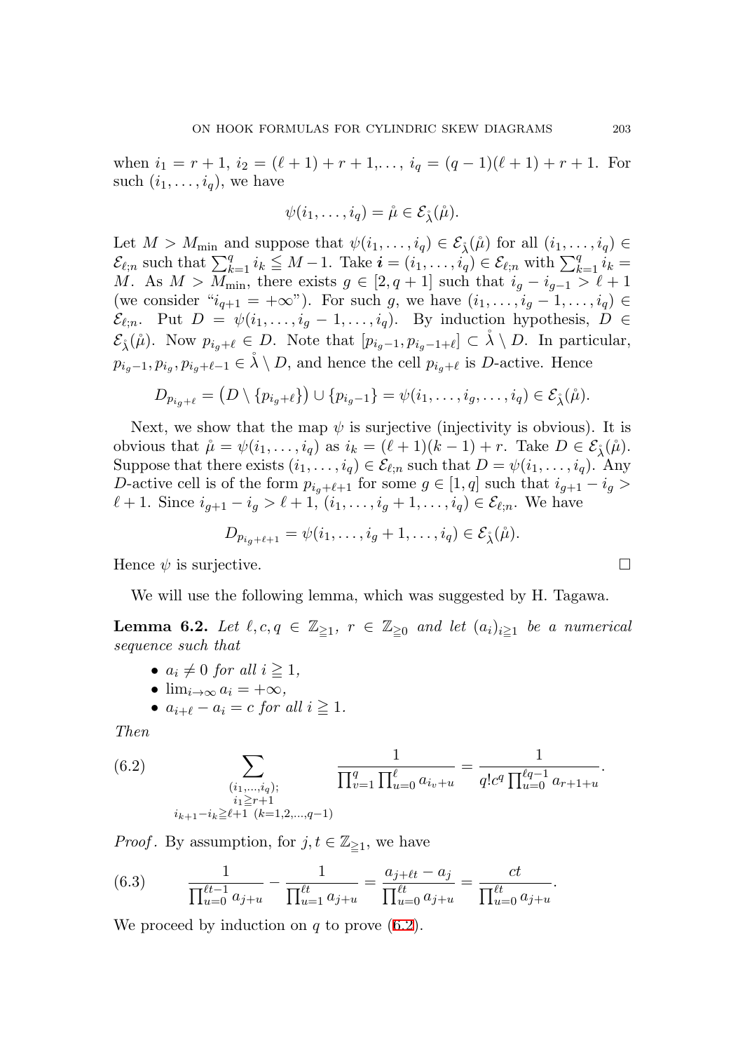when $i_1 = r+1$, $i_2 = (\ell+1)+r+1, \ldots, i_q = (q-1)(\ell+1)+r+1$. For such $(i_1, \ldots, i_q)$, we have

$$\psi(i_1, \ldots, i_q) = \mathring{\mu} \in \mathcal{E}_{\mathring{\lambda}}(\mathring{\mu}).$$

Let $M > M_{\min}$ and suppose that $\psi(i_1, \ldots, i_q) \in \mathcal{E}_{\mathring{\lambda}}(\mathring{\mu})$ for all $(i_1, \ldots, i_q) \in \mathcal{E}_{\ell;n}$ such that $\sum_{k=1}^{q} i_k \leqq M-1$. Take $\boldsymbol{i} = (i_1, \ldots, i_q) \in \mathcal{E}_{\ell;n}$ with $\sum_{k=1}^{q} i_k = M$. As $M > M_{\min}$, there exists $g \in [2, q+1]$ such that $i_g - i_{g-1} > \ell + 1$ (we consider "$i_{q+1} = +\infty$"). For such $g$, we have $(i_1, \ldots, i_g - 1, \ldots, i_q) \in \mathcal{E}_{\ell;n}$. Put $D = \psi(i_1, \ldots, i_g - 1, \ldots, i_q)$. By induction hypothesis, $D \in \mathcal{E}_{\mathring{\lambda}}(\mathring{\mu})$. Now $p_{i_g+\ell} \in D$. Note that $[p_{i_g-1}, p_{i_g-1+\ell}] \subset \mathring{\lambda} \setminus D$. In particular, $p_{i_g-1}, p_{i_g}, p_{i_g+\ell-1} \in \mathring{\lambda} \setminus D$, and hence the cell $p_{i_g+\ell}$ is $D$-active. Hence

$$D_{p_{i_g+\ell}} = \left(D \setminus \{p_{i_g+\ell}\}\right) \cup \{p_{i_g-1}\} = \psi(i_1, \ldots, i_g, \ldots, i_q) \in \mathcal{E}_{\mathring{\lambda}}(\mathring{\mu}).$$

Next, we show that the map $\psi$ is surjective (injectivity is obvious). It is obvious that $\mathring{\mu} = \psi(i_1, \ldots, i_q)$ as $i_k = (\ell+1)(k-1)+r$. Take $D \in \mathcal{E}_{\mathring{\lambda}}(\mathring{\mu})$. Suppose that there exists $(i_1, \ldots, i_q) \in \mathcal{E}_{\ell;n}$ such that $D = \psi(i_1, \ldots, i_q)$. Any $D$-active cell is of the form $p_{i_g+\ell+1}$ for some $g \in [1, q]$ such that $i_{g+1} - i_g > \ell + 1$. Since $i_{g+1} - i_g > \ell + 1$, $(i_1, \ldots, i_g + 1, \ldots, i_q) \in \mathcal{E}_{\ell;n}$. We have

$$D_{p_{i_g+\ell+1}} = \psi(i_1, \ldots, i_g + 1, \ldots, i_q) \in \mathcal{E}_{\mathring{\lambda}}(\mathring{\mu}).$$

Hence $\psi$ is surjective. $\square$

We will use the following lemma, which was suggested by H. Tagawa.

**Lemma 6.2.** *Let $\ell, c, q \in \mathbb{Z}_{\geqq 1}$, $r \in \mathbb{Z}_{\geqq 0}$ and let $(a_i)_{i \geqq 1}$ be a numerical sequence such that*

- *$a_i \neq 0$ for all $i \geqq 1$,*
- *$\lim_{i \to \infty} a_i = +\infty$,*
- *$a_{i+\ell} - a_i = c$ for all $i \geqq 1$.*

*Then*

$$\sum_{\substack{(i_1, \ldots, i_q);\\ i_1 \geqq r+1\\ i_{k+1}-i_k \geqq \ell+1 \ (k=1,2,\ldots,q-1)}} \frac{1}{\prod_{v=1}^{q} \prod_{u=0}^{\ell} a_{i_v+u}} = \frac{1}{q! c^q \prod_{u=0}^{\ell q-1} a_{r+1+u}}. \tag{6.2}$$

*Proof*. By assumption, for $j, t \in \mathbb{Z}_{\geqq 1}$, we have

$$\frac{1}{\prod_{u=0}^{\ell t-1} a_{j+u}} - \frac{1}{\prod_{u=1}^{\ell t} a_{j+u}} = \frac{a_{j+\ell t} - a_j}{\prod_{u=0}^{\ell t} a_{j+u}} = \frac{ct}{\prod_{u=0}^{\ell t} a_{j+u}}. \tag{6.3}$$

We proceed by induction on $q$ to prove (6.2).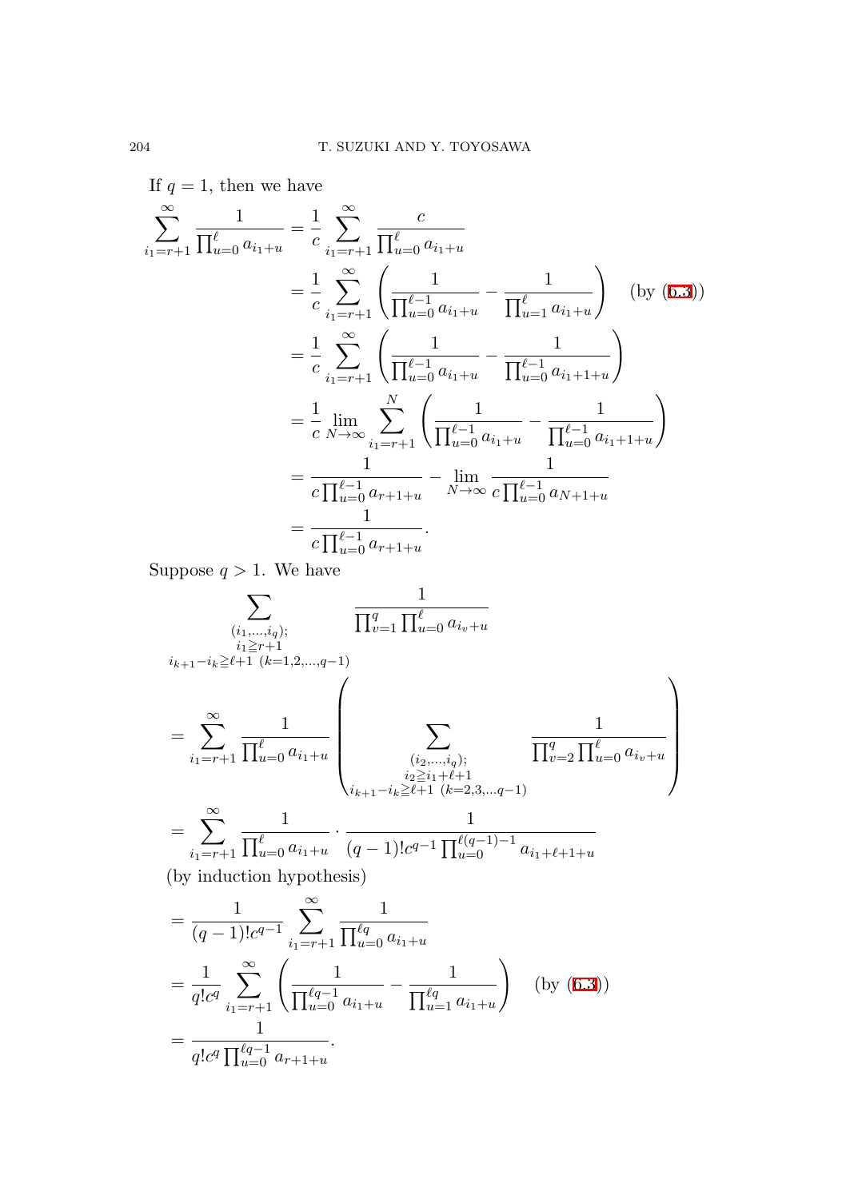If $q = 1$, then we have

$$
\begin{aligned}
\sum_{i_1=r+1}^{\infty} \frac{1}{\prod_{u=0}^{\ell} a_{i_1+u}} &= \frac{1}{c} \sum_{i_1=r+1}^{\infty} \frac{c}{\prod_{u=0}^{\ell} a_{i_1+u}} \\
&= \frac{1}{c} \sum_{i_1=r+1}^{\infty} \left( \frac{1}{\prod_{u=0}^{\ell-1} a_{i_1+u}} - \frac{1}{\prod_{u=1}^{\ell} a_{i_1+u}} \right) \quad \text{(by (6.3))} \\
&= \frac{1}{c} \sum_{i_1=r+1}^{\infty} \left( \frac{1}{\prod_{u=0}^{\ell-1} a_{i_1+u}} - \frac{1}{\prod_{u=0}^{\ell-1} a_{i_1+1+u}} \right) \\
&= \frac{1}{c} \lim_{N\to\infty} \sum_{i_1=r+1}^{N} \left( \frac{1}{\prod_{u=0}^{\ell-1} a_{i_1+u}} - \frac{1}{\prod_{u=0}^{\ell-1} a_{i_1+1+u}} \right) \\
&= \frac{1}{c\prod_{u=0}^{\ell-1} a_{r+1+u}} - \lim_{N\to\infty} \frac{1}{c\prod_{u=0}^{\ell-1} a_{N+1+u}} \\
&= \frac{1}{c\prod_{u=0}^{\ell-1} a_{r+1+u}}.
\end{aligned}
$$

Suppose $q > 1$. We have

$$
\sum_{\substack{(i_1,\dots,i_q);\\ i_1 \geqq r+1 \\ i_{k+1}-i_k \geqq \ell+1 \ (k=1,2,\dots,q-1)}} \frac{1}{\prod_{v=1}^{q} \prod_{u=0}^{\ell} a_{i_v+u}}
$$

$$
= \sum_{i_1=r+1}^{\infty} \frac{1}{\prod_{u=0}^{\ell} a_{i_1+u}} \left( \sum_{\substack{(i_2,\dots,i_q);\\ i_2 \geqq i_1+\ell+1 \\ i_{k+1}-i_k \geqq \ell+1 \ (k=2,3,\dots q-1)}} \frac{1}{\prod_{v=2}^{q} \prod_{u=0}^{\ell} a_{i_v+u}} \right)
$$

$$
= \sum_{i_1=r+1}^{\infty} \frac{1}{\prod_{u=0}^{\ell} a_{i_1+u}} \cdot \frac{1}{(q-1)!c^{q-1} \prod_{u=0}^{\ell(q-1)-1} a_{i_1+\ell+1+u}}
$$

(by induction hypothesis)

$$
\begin{aligned}
&= \frac{1}{(q-1)!c^{q-1}} \sum_{i_1=r+1}^{\infty} \frac{1}{\prod_{u=0}^{\ell q} a_{i_1+u}} \\
&= \frac{1}{q!c^q} \sum_{i_1=r+1}^{\infty} \left( \frac{1}{\prod_{u=0}^{\ell q-1} a_{i_1+u}} - \frac{1}{\prod_{u=1}^{\ell q} a_{i_1+u}} \right) \quad \text{(by (6.3))} \\
&= \frac{1}{q!c^q \prod_{u=0}^{\ell q-1} a_{r+1+u}}.
\end{aligned}
$$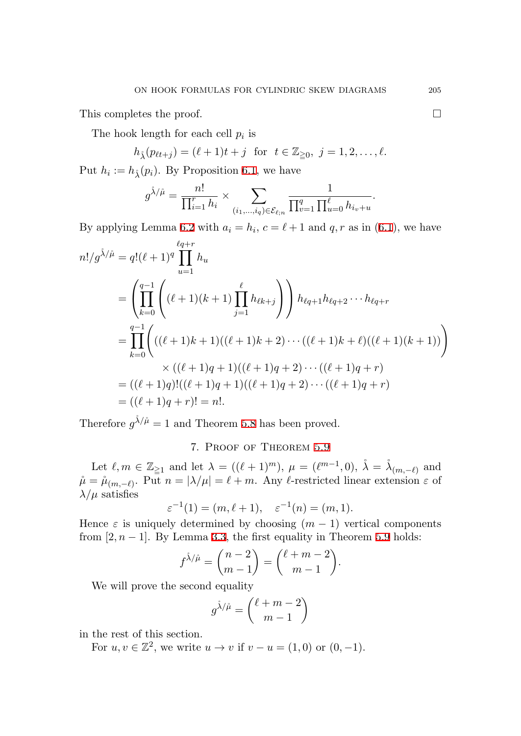This completes the proof. $\square$

The hook length for each cell $p_i$ is

$$h_{\mathring{\lambda}}(p_{\ell t+j}) = (\ell+1)t + j \quad \text{for} \quad t \in \mathbb{Z}_{\geqq 0}, \ j = 1, 2, \ldots, \ell.$$

Put $h_i := h_{\mathring{\lambda}}(p_i)$. By Proposition 6.1, we have

$$g^{\mathring{\lambda}/\mathring{\mu}} = \frac{n!}{\prod_{i=1}^{r} h_i} \times \sum_{(i_1,\ldots,i_q)\in\mathcal{E}_{\ell;n}} \frac{1}{\prod_{v=1}^{q}\prod_{u=0}^{\ell} h_{i_v+u}}.$$

By applying Lemma 6.2 with $a_i = h_i$, $c = \ell+1$ and $q, r$ as in (6.1), we have

$$\begin{aligned}
n!/g^{\mathring{\lambda}/\mathring{\mu}} &= q!(\ell+1)^q \prod_{u=1}^{\ell q+r} h_u \\
&= \left(\prod_{k=0}^{q-1}\left((\ell+1)(k+1)\prod_{j=1}^{\ell} h_{\ell k+j}\right)\right) h_{\ell q+1}h_{\ell q+2}\cdots h_{\ell q+r} \\
&= \prod_{k=0}^{q-1}\Bigg(((\ell+1)k+1)((\ell+1)k+2)\cdots((\ell+1)k+\ell)((\ell+1)(k+1))\Bigg) \\
&\qquad \times ((\ell+1)q+1)((\ell+1)q+2)\cdots((\ell+1)q+r) \\
&= ((\ell+1)q)!((\ell+1)q+1)((\ell+1)q+2)\cdots((\ell+1)q+r) \\
&= ((\ell+1)q+r)! = n!.
\end{aligned}$$

Therefore $g^{\mathring{\lambda}/\mathring{\mu}} = 1$ and Theorem 5.8 has been proved.

## 7. Proof of Theorem 5.9

Let $\ell, m \in \mathbb{Z}_{\geqq 1}$ and let $\lambda = ((\ell+1)^m)$, $\mu = (\ell^{m-1}, 0)$, $\mathring{\lambda} = \mathring{\lambda}_{(m,-\ell)}$ and $\mathring{\mu} = \mathring{\mu}_{(m,-\ell)}$. Put $n = |\lambda/\mu| = \ell + m$. Any $\ell$-restricted linear extension $\varepsilon$ of $\lambda/\mu$ satisfies

$$\varepsilon^{-1}(1) = (m, \ell+1), \quad \varepsilon^{-1}(n) = (m, 1).$$

Hence $\varepsilon$ is uniquely determined by choosing $(m-1)$ vertical components from $[2, n-1]$. By Lemma 3.3, the first equality in Theorem 5.9 holds:

$$f^{\mathring{\lambda}/\mathring{\mu}} = \binom{n-2}{m-1} = \binom{\ell+m-2}{m-1}.$$

We will prove the second equality

$$g^{\mathring{\lambda}/\mathring{\mu}} = \binom{\ell+m-2}{m-1}$$

in the rest of this section.

For $u, v \in \mathbb{Z}^2$, we write $u \to v$ if $v - u = (1, 0)$ or $(0, -1)$.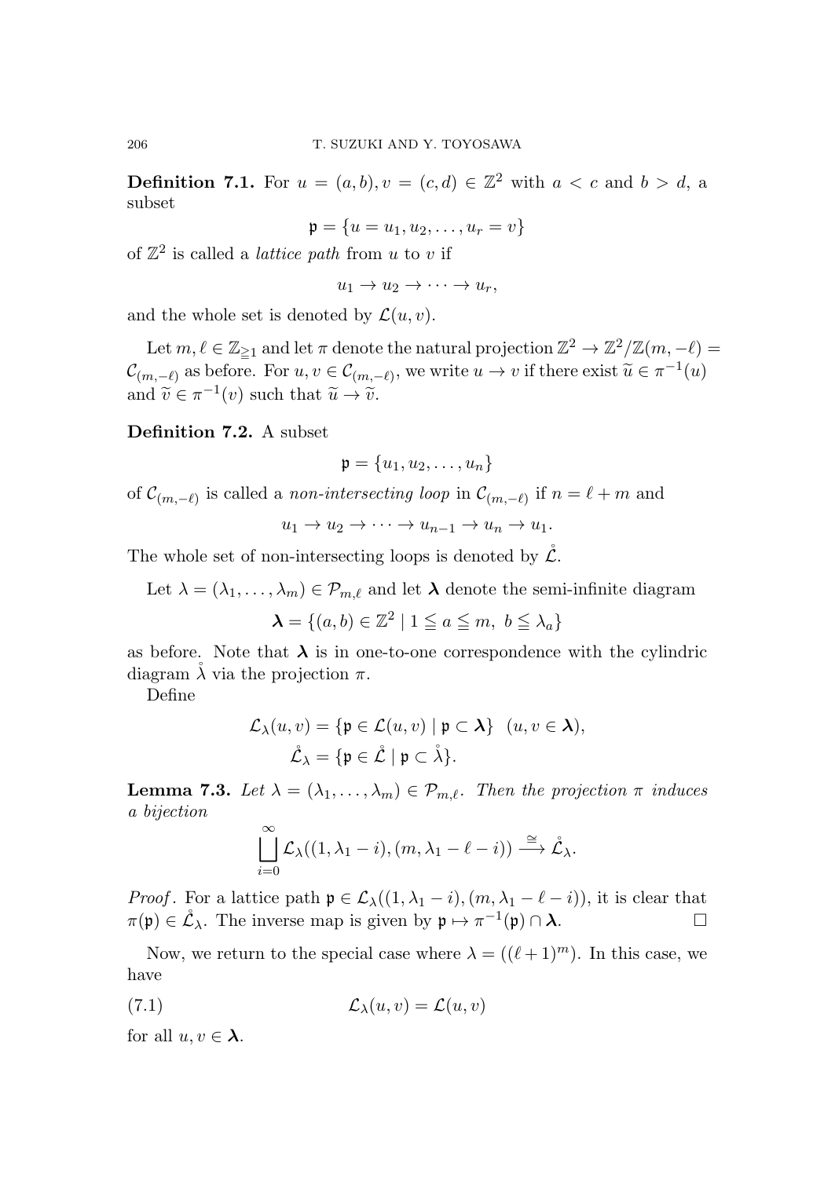**Definition 7.1.** For $u = (a, b), v = (c, d) \in \mathbb{Z}^2$ with $a < c$ and $b > d$, a subset

$$\mathfrak{p} = \{u = u_1, u_2, \dots, u_r = v\}$$

of $\mathbb{Z}^2$ is called a *lattice path* from $u$ to $v$ if

$$u_1 \to u_2 \to \cdots \to u_r,$$

and the whole set is denoted by $\mathcal{L}(u, v)$.

Let $m, \ell \in \mathbb{Z}_{\geqq 1}$ and let $\pi$ denote the natural projection $\mathbb{Z}^2 \to \mathbb{Z}^2/\mathbb{Z}(m, -\ell) = \mathcal{C}_{(m,-\ell)}$ as before. For $u, v \in \mathcal{C}_{(m,-\ell)}$, we write $u \to v$ if there exist $\widetilde{u} \in \pi^{-1}(u)$ and $\widetilde{v} \in \pi^{-1}(v)$ such that $\widetilde{u} \to \widetilde{v}$.

**Definition 7.2.** A subset

$$\mathfrak{p} = \{u_1, u_2, \dots, u_n\}$$

of $\mathcal{C}_{(m,-\ell)}$ is called a *non-intersecting loop* in $\mathcal{C}_{(m,-\ell)}$ if $n = \ell + m$ and

$$u_1 \to u_2 \to \cdots \to u_{n-1} \to u_n \to u_1.$$

The whole set of non-intersecting loops is denoted by $\mathring{\mathcal{L}}$.

Let $\lambda = (\lambda_1, \dots, \lambda_m) \in \mathcal{P}_{m,\ell}$ and let $\boldsymbol{\lambda}$ denote the semi-infinite diagram

$$\boldsymbol{\lambda} = \{(a, b) \in \mathbb{Z}^2 \mid 1 \leqq a \leqq m,\ b \leqq \lambda_a\}$$

as before. Note that $\boldsymbol{\lambda}$ is in one-to-one correspondence with the cylindric diagram $\mathring{\lambda}$ via the projection $\pi$.

Define

$$\mathcal{L}_\lambda(u, v) = \{\mathfrak{p} \in \mathcal{L}(u, v) \mid \mathfrak{p} \subset \boldsymbol{\lambda}\} \quad (u, v \in \boldsymbol{\lambda}),$$
$$\mathring{\mathcal{L}}_\lambda = \{\mathfrak{p} \in \mathring{\mathcal{L}} \mid \mathfrak{p} \subset \mathring{\lambda}\}.$$

**Lemma 7.3.** *Let $\lambda = (\lambda_1, \dots, \lambda_m) \in \mathcal{P}_{m,\ell}$. Then the projection $\pi$ induces a bijection*

$$\bigsqcup_{i=0}^{\infty} \mathcal{L}_\lambda((1, \lambda_1 - i), (m, \lambda_1 - \ell - i)) \xrightarrow{\cong} \mathring{\mathcal{L}}_\lambda.$$

*Proof*. For a lattice path $\mathfrak{p} \in \mathcal{L}_\lambda((1, \lambda_1 - i), (m, \lambda_1 - \ell - i))$, it is clear that $\pi(\mathfrak{p}) \in \mathring{\mathcal{L}}_\lambda$. The inverse map is given by $\mathfrak{p} \mapsto \pi^{-1}(\mathfrak{p}) \cap \boldsymbol{\lambda}$. $\square$

Now, we return to the special case where $\lambda = ((\ell + 1)^m)$. In this case, we have

$$\mathcal{L}_\lambda(u, v) = \mathcal{L}(u, v) \tag{7.1}$$

for all $u, v \in \boldsymbol{\lambda}$.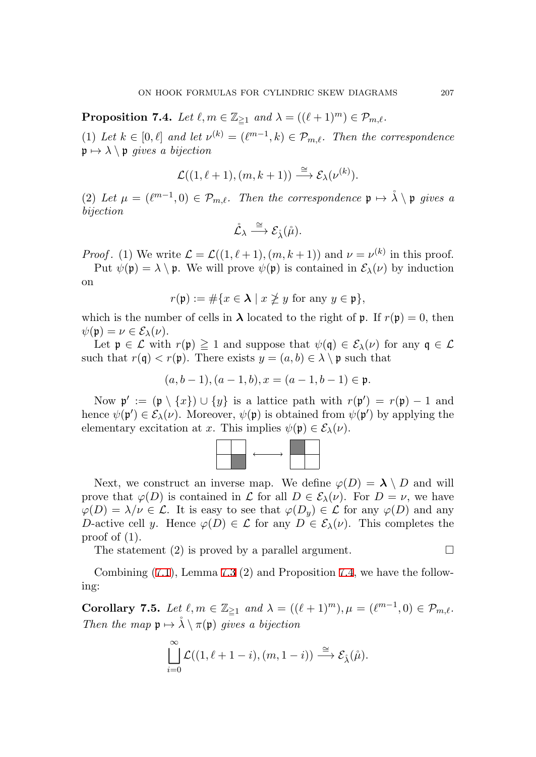**Proposition 7.4.** *Let $\ell, m \in \mathbb{Z}_{\geqq 1}$ and $\lambda = ((\ell+1)^m) \in \mathcal{P}_{m,\ell}$.*

(1) *Let $k \in [0, \ell]$ and let $\nu^{(k)} = (\ell^{m-1}, k) \in \mathcal{P}_{m,\ell}$. Then the correspondence $\mathfrak{p} \mapsto \lambda \setminus \mathfrak{p}$ gives a bijection*

$$\mathcal{L}((1, \ell+1), (m, k+1)) \xrightarrow{\cong} \mathcal{E}_\lambda(\nu^{(k)}).$$

(2) *Let $\mu = (\ell^{m-1}, 0) \in \mathcal{P}_{m,\ell}$. Then the correspondence $\mathfrak{p} \mapsto \mathring{\lambda} \setminus \mathfrak{p}$ gives a bijection*

$$\mathring{\mathcal{L}}_\lambda \xrightarrow{\cong} \mathcal{E}_{\mathring{\lambda}}(\mathring{\mu}).$$

*Proof*. (1) We write $\mathcal{L} = \mathcal{L}((1, \ell+1), (m, k+1))$ and $\nu = \nu^{(k)}$ in this proof.

Put $\psi(\mathfrak{p}) = \lambda \setminus \mathfrak{p}$. We will prove $\psi(\mathfrak{p})$ is contained in $\mathcal{E}_\lambda(\nu)$ by induction on

$$r(\mathfrak{p}) := \#\{x \in \boldsymbol{\lambda} \mid x \not\geq y \text{ for any } y \in \mathfrak{p}\},$$

which is the number of cells in $\boldsymbol{\lambda}$ located to the right of $\mathfrak{p}$. If $r(\mathfrak{p}) = 0$, then $\psi(\mathfrak{p}) = \nu \in \mathcal{E}_\lambda(\nu)$.

Let $\mathfrak{p} \in \mathcal{L}$ with $r(\mathfrak{p}) \geqq 1$ and suppose that $\psi(\mathfrak{q}) \in \mathcal{E}_\lambda(\nu)$ for any $\mathfrak{q} \in \mathcal{L}$ such that $r(\mathfrak{q}) < r(\mathfrak{p})$. There exists $y = (a, b) \in \lambda \setminus \mathfrak{p}$ such that

$$(a, b-1), (a-1, b), x = (a-1, b-1) \in \mathfrak{p}.$$

Now $\mathfrak{p}' := (\mathfrak{p} \setminus \{x\}) \cup \{y\}$ is a lattice path with $r(\mathfrak{p}') = r(\mathfrak{p}) - 1$ and hence $\psi(\mathfrak{p}') \in \mathcal{E}_\lambda(\nu)$. Moreover, $\psi(\mathfrak{p})$ is obtained from $\psi(\mathfrak{p}')$ by applying the elementary excitation at $x$. This implies $\psi(\mathfrak{p}) \in \mathcal{E}_\lambda(\nu)$.

Next, we construct an inverse map. We define $\varphi(D) = \boldsymbol{\lambda} \setminus D$ and will prove that $\varphi(D)$ is contained in $\mathcal{L}$ for all $D \in \mathcal{E}_\lambda(\nu)$. For $D = \nu$, we have $\varphi(D) = \lambda/\nu \in \mathcal{L}$. It is easy to see that $\varphi(D_y) \in \mathcal{L}$ for any $\varphi(D)$ and any $D$-active cell $y$. Hence $\varphi(D) \in \mathcal{L}$ for any $D \in \mathcal{E}_\lambda(\nu)$. This completes the proof of (1).

The statement (2) is proved by a parallel argument. $\square$

Combining (7.1), Lemma 7.3 (2) and Proposition 7.4, we have the following:

**Corollary 7.5.** *Let $\ell, m \in \mathbb{Z}_{\geqq 1}$ and $\lambda = ((\ell+1)^m), \mu = (\ell^{m-1}, 0) \in \mathcal{P}_{m,\ell}$. Then the map $\mathfrak{p} \mapsto \mathring{\lambda} \setminus \pi(\mathfrak{p})$ gives a bijection*

$$\bigsqcup_{i=0}^{\infty} \mathcal{L}((1, \ell+1-i), (m, 1-i)) \xrightarrow{\cong} \mathcal{E}_{\mathring{\lambda}}(\mathring{\mu}).$$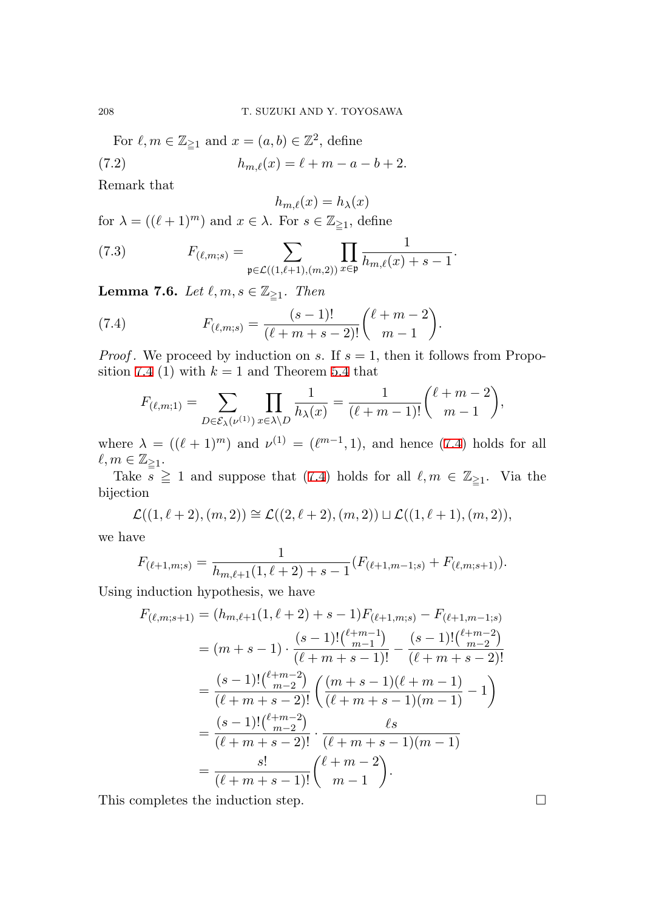For $\ell, m \in \mathbb{Z}_{\geqq 1}$ and $x = (a, b) \in \mathbb{Z}^2$, define

$$h_{m,\ell}(x) = \ell + m - a - b + 2. \tag{7.2}$$

Remark that

$$h_{m,\ell}(x) = h_\lambda(x)$$

for $\lambda = ((\ell+1)^m)$ and $x \in \lambda$. For $s \in \mathbb{Z}_{\geqq 1}$, define

$$F_{(\ell,m;s)} = \sum_{\mathfrak{p} \in \mathcal{L}((1,\ell+1),(m,2))} \prod_{x \in \mathfrak{p}} \frac{1}{h_{m,\ell}(x) + s - 1}. \tag{7.3}$$

**Lemma 7.6.** *Let $\ell, m, s \in \mathbb{Z}_{\geqq 1}$. Then*

$$F_{(\ell,m;s)} = \frac{(s-1)!}{(\ell+m+s-2)!}\binom{\ell+m-2}{m-1}. \tag{7.4}$$

*Proof*. We proceed by induction on $s$. If $s = 1$, then it follows from Proposition 7.4 (1) with $k = 1$ and Theorem 5.4 that

$$F_{(\ell,m;1)} = \sum_{D \in \mathcal{E}_\lambda(\nu^{(1)})} \prod_{x \in \lambda \setminus D} \frac{1}{h_\lambda(x)} = \frac{1}{(\ell+m-1)!}\binom{\ell+m-2}{m-1},$$

where $\lambda = ((\ell+1)^m)$ and $\nu^{(1)} = (\ell^{m-1}, 1)$, and hence (7.4) holds for all $\ell, m \in \mathbb{Z}_{\geqq 1}$.

Take $s \geqq 1$ and suppose that (7.4) holds for all $\ell, m \in \mathbb{Z}_{\geqq 1}$. Via the bijection

$$\mathcal{L}((1,\ell+2),(m,2)) \cong \mathcal{L}((2,\ell+2),(m,2)) \sqcup \mathcal{L}((1,\ell+1),(m,2)),$$

we have

$$F_{(\ell+1,m;s)} = \frac{1}{h_{m,\ell+1}(1,\ell+2) + s - 1}(F_{(\ell+1,m-1;s)} + F_{(\ell,m;s+1)}).$$

Using induction hypothesis, we have

$$\begin{aligned}
F_{(\ell,m;s+1)} &= (h_{m,\ell+1}(1,\ell+2) + s - 1)F_{(\ell+1,m;s)} - F_{(\ell+1,m-1;s)} \\
&= (m+s-1) \cdot \frac{(s-1)!\binom{\ell+m-1}{m-1}}{(\ell+m+s-1)!} - \frac{(s-1)!\binom{\ell+m-2}{m-2}}{(\ell+m+s-2)!} \\
&= \frac{(s-1)!\binom{\ell+m-2}{m-2}}{(\ell+m+s-2)!}\left(\frac{(m+s-1)(\ell+m-1)}{(\ell+m+s-1)(m-1)} - 1\right) \\
&= \frac{(s-1)!\binom{\ell+m-2}{m-2}}{(\ell+m+s-2)!} \cdot \frac{\ell s}{(\ell+m+s-1)(m-1)} \\
&= \frac{s!}{(\ell+m+s-1)!}\binom{\ell+m-2}{m-1}.
\end{aligned}$$

This completes the induction step. $\square$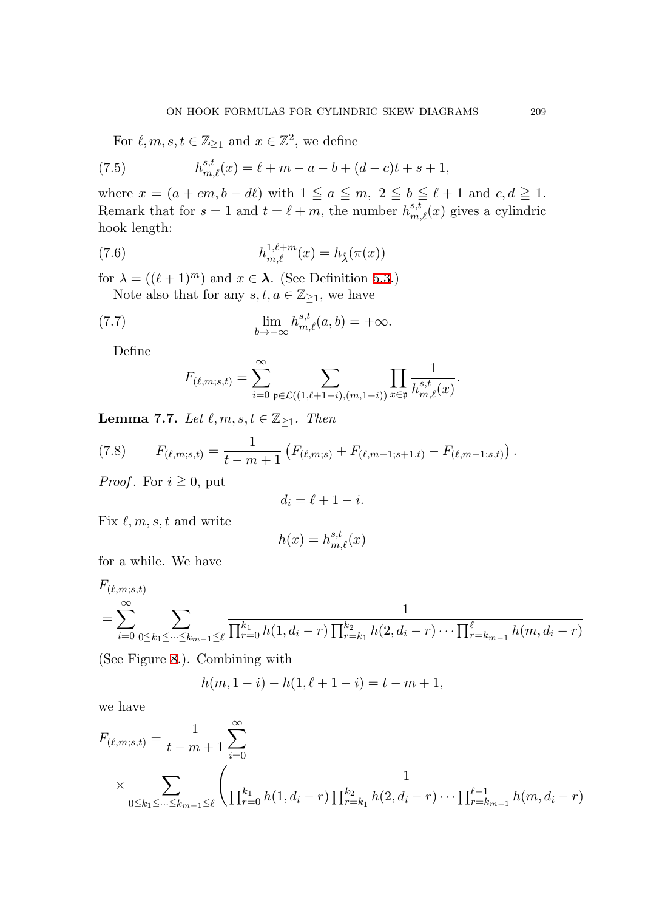For $\ell, m, s, t \in \mathbb{Z}_{\geqq 1}$ and $x \in \mathbb{Z}^2$, we define

$$h^{s,t}_{m,\ell}(x) = \ell + m - a - b + (d-c)t + s + 1, \tag{7.5}$$

where $x = (a + cm, b - d\ell)$ with $1 \leqq a \leqq m,\ 2 \leqq b \leqq \ell + 1$ and $c, d \geqq 1$. Remark that for $s = 1$ and $t = \ell + m$, the number $h^{s,t}_{m,\ell}(x)$ gives a cylindric hook length:

$$h^{1,\ell+m}_{m,\ell}(x) = h_{\mathring{\lambda}}(\pi(x)) \tag{7.6}$$

for $\lambda = ((\ell+1)^m)$ and $x \in \boldsymbol{\lambda}$. (See Definition 5.3.)

Note also that for any $s, t, a \in \mathbb{Z}_{\geqq 1}$, we have

$$\lim_{b \to -\infty} h^{s,t}_{m,\ell}(a, b) = +\infty. \tag{7.7}$$

Define

$$F_{(\ell,m;s,t)} = \sum_{i=0}^{\infty} \sum_{\mathfrak{p} \in \mathcal{L}((1,\ell+1-i),(m,1-i))} \prod_{x \in \mathfrak{p}} \frac{1}{h^{s,t}_{m,\ell}(x)}.$$

**Lemma 7.7.** *Let $\ell, m, s, t \in \mathbb{Z}_{\geqq 1}$. Then*

$$F_{(\ell,m;s,t)} = \frac{1}{t - m + 1}\left(F_{(\ell,m;s)} + F_{(\ell,m-1;s+1,t)} - F_{(\ell,m-1;s,t)}\right). \tag{7.8}$$

*Proof*. For $i \geqq 0$, put

$$d_i = \ell + 1 - i.$$

Fix $\ell, m, s, t$ and write

$$h(x) = h^{s,t}_{m,\ell}(x)$$

for a while. We have

$$F_{(\ell,m;s,t)} = \sum_{i=0}^{\infty} \sum_{0 \leqq k_1 \leqq \cdots \leqq k_{m-1} \leqq \ell} \frac{1}{\prod_{r=0}^{k_1} h(1, d_i - r) \prod_{r=k_1}^{k_2} h(2, d_i - r) \cdots \prod_{r=k_{m-1}}^{\ell} h(m, d_i - r)}$$

(See Figure 8.). Combining with

$$h(m, 1 - i) - h(1, \ell + 1 - i) = t - m + 1,$$

we have

$$F_{(\ell,m;s,t)} = \frac{1}{t - m + 1} \sum_{i=0}^{\infty}$$

$$\times \sum_{0 \leqq k_1 \leqq \cdots \leqq k_{m-1} \leqq \ell} \left( \frac{1}{\prod_{r=0}^{k_1} h(1, d_i - r) \prod_{r=k_1}^{k_2} h(2, d_i - r) \cdots \prod_{r=k_{m-1}}^{\ell-1} h(m, d_i - r)} \right.$$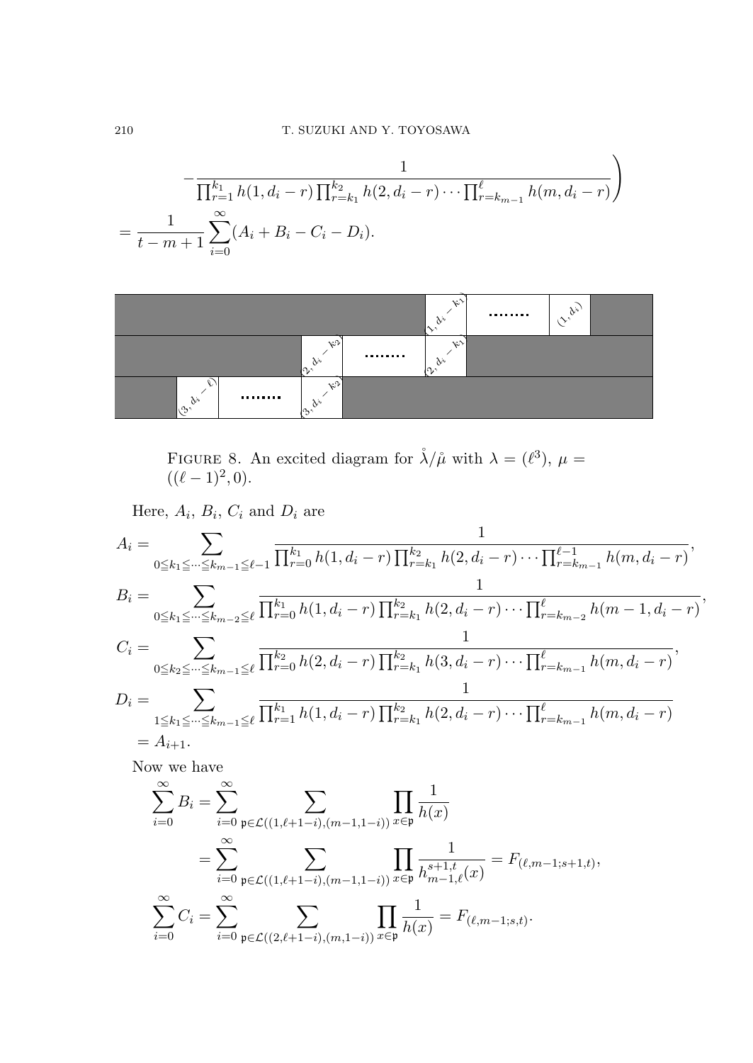$$
-\frac{1}{\prod_{r=1}^{k_1} h(1, d_i - r) \prod_{r=k_1}^{k_2} h(2, d_i - r) \cdots \prod_{r=k_{m-1}}^{\ell} h(m, d_i - r)}\Bigg)
$$

$$
= \frac{1}{t - m + 1} \sum_{i=0}^{\infty} (A_i + B_i - C_i - D_i).
$$

FIGURE 8. An excited diagram for $\mathring{\lambda}/\mathring{\mu}$ with $\lambda = (\ell^3)$, $\mu = ((\ell - 1)^2, 0)$.

Here, $A_i$, $B_i$, $C_i$ and $D_i$ are

$$
A_i = \sum_{0 \leqq k_1 \leqq \cdots \leqq k_{m-1} \leqq \ell - 1} \frac{1}{\prod_{r=0}^{k_1} h(1, d_i - r) \prod_{r=k_1}^{k_2} h(2, d_i - r) \cdots \prod_{r=k_{m-1}}^{\ell - 1} h(m, d_i - r)},
$$

$$
B_i = \sum_{0 \leqq k_1 \leqq \cdots \leqq k_{m-2} \leqq \ell} \frac{1}{\prod_{r=0}^{k_1} h(1, d_i - r) \prod_{r=k_1}^{k_2} h(2, d_i - r) \cdots \prod_{r=k_{m-2}}^{\ell} h(m - 1, d_i - r)},
$$

$$
C_i = \sum_{0 \leqq k_2 \leqq \cdots \leqq k_{m-1} \leqq \ell} \frac{1}{\prod_{r=0}^{k_2} h(2, d_i - r) \prod_{r=k_1}^{k_2} h(3, d_i - r) \cdots \prod_{r=k_{m-1}}^{\ell} h(m, d_i - r)},
$$

$$
D_i = \sum_{1 \leqq k_1 \leqq \cdots \leqq k_{m-1} \leqq \ell} \frac{1}{\prod_{r=1}^{k_1} h(1, d_i - r) \prod_{r=k_1}^{k_2} h(2, d_i - r) \cdots \prod_{r=k_{m-1}}^{\ell} h(m, d_i - r)}
$$

$$
= A_{i+1}.
$$

Now we have

$$
\sum_{i=0}^{\infty} B_i = \sum_{i=0}^{\infty} \sum_{\mathfrak{p} \in \mathcal{L}((1, \ell+1-i), (m-1, 1-i))} \prod_{x \in \mathfrak{p}} \frac{1}{h(x)}
$$

$$
= \sum_{i=0}^{\infty} \sum_{\mathfrak{p} \in \mathcal{L}((1, \ell+1-i), (m-1, 1-i))} \prod_{x \in \mathfrak{p}} \frac{1}{h_{m-1, \ell}^{s+1, t}(x)} = F_{(\ell, m-1; s+1, t)},
$$

$$
\sum_{i=0}^{\infty} C_i = \sum_{i=0}^{\infty} \sum_{\mathfrak{p} \in \mathcal{L}((2, \ell+1-i), (m, 1-i))} \prod_{x \in \mathfrak{p}} \frac{1}{h(x)} = F_{(\ell, m-1; s, t)}.
$$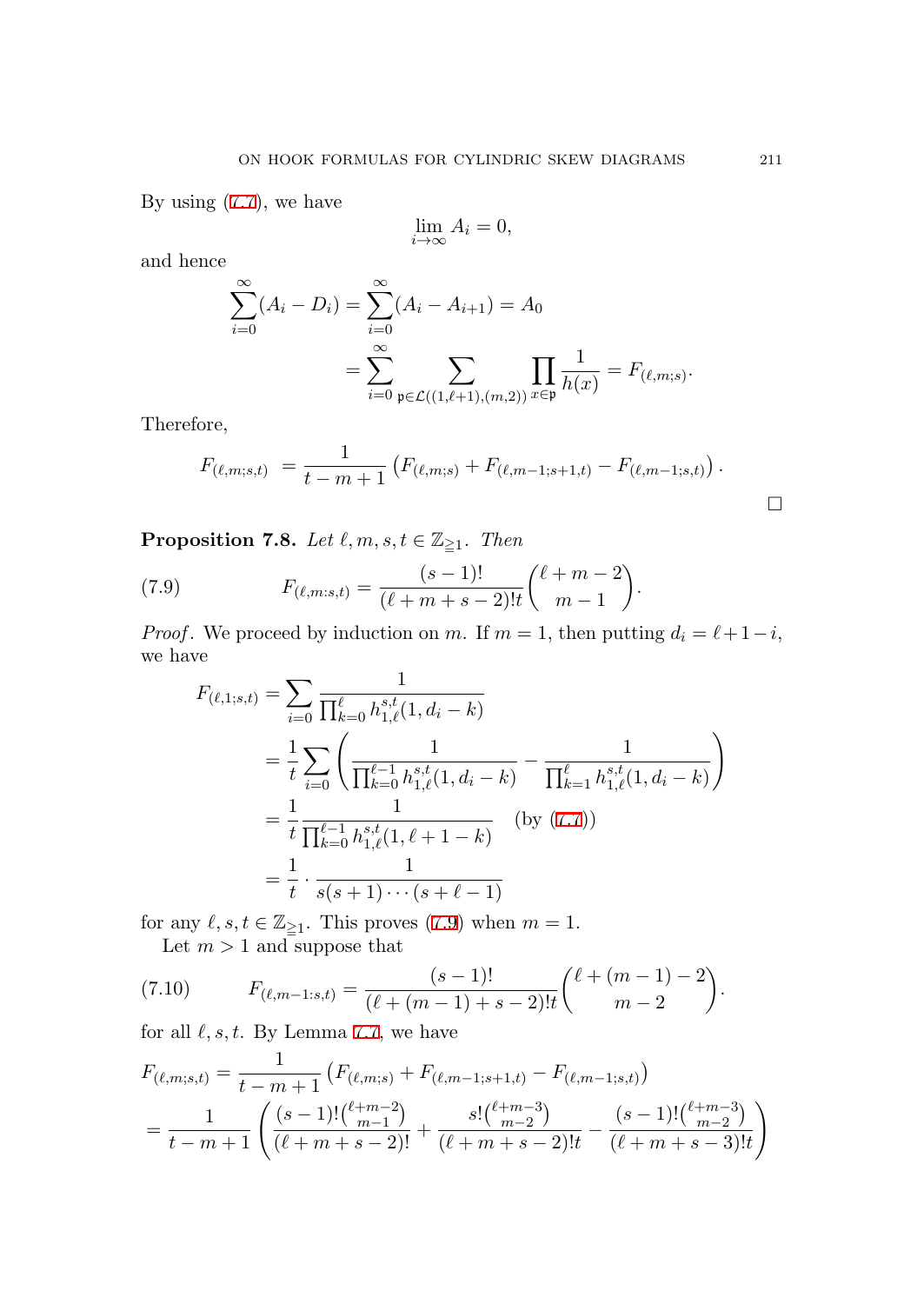By using (7.7), we have

$$\lim_{i\to\infty} A_i = 0,$$

and hence

$$\begin{aligned}
\sum_{i=0}^{\infty}(A_i - D_i) &= \sum_{i=0}^{\infty}(A_i - A_{i+1}) = A_0 \\
&= \sum_{i=0}^{\infty} \sum_{\mathfrak{p}\in\mathcal{L}((1,\ell+1),(m,2))} \prod_{x\in\mathfrak{p}} \frac{1}{h(x)} = F_{(\ell,m;s)}.
\end{aligned}$$

Therefore,

$$F_{(\ell,m;s,t)} = \frac{1}{t-m+1}\left(F_{(\ell,m;s)} + F_{(\ell,m-1;s+1,t)} - F_{(\ell,m-1;s,t)}\right).$$

□

**Proposition 7.8.** *Let $\ell, m, s, t \in \mathbb{Z}_{\geqq 1}$. Then*

$$F_{(\ell,m:s,t)} = \frac{(s-1)!}{(\ell+m+s-2)!t}\binom{\ell+m-2}{m-1}. \tag{7.9}$$

*Proof.* We proceed by induction on $m$. If $m=1$, then putting $d_i = \ell+1-i$, we have

$$\begin{aligned}
F_{(\ell,1;s,t)} &= \sum_{i=0} \frac{1}{\prod_{k=0}^{\ell} h^{s,t}_{1,\ell}(1, d_i - k)} \\
&= \frac{1}{t}\sum_{i=0}\left(\frac{1}{\prod_{k=0}^{\ell-1} h^{s,t}_{1,\ell}(1, d_i - k)} - \frac{1}{\prod_{k=1}^{\ell} h^{s,t}_{1,\ell}(1, d_i - k)}\right) \\
&= \frac{1}{t}\frac{1}{\prod_{k=0}^{\ell-1} h^{s,t}_{1,\ell}(1, \ell+1-k)} \quad \text{(by (7.7))} \\
&= \frac{1}{t}\cdot\frac{1}{s(s+1)\cdots(s+\ell-1)}
\end{aligned}$$

for any $\ell, s, t \in \mathbb{Z}_{\geqq 1}$. This proves (7.9) when $m=1$.

Let $m>1$ and suppose that

$$F_{(\ell,m-1:s,t)} = \frac{(s-1)!}{(\ell+(m-1)+s-2)!t}\binom{\ell+(m-1)-2}{m-2}. \tag{7.10}$$

for all $\ell, s, t$. By Lemma 7.7, we have

$$\begin{aligned}
&F_{(\ell,m;s,t)} = \frac{1}{t-m+1}\left(F_{(\ell,m;s)} + F_{(\ell,m-1;s+1,t)} - F_{(\ell,m-1;s,t)}\right) \\
&= \frac{1}{t-m+1}\left(\frac{(s-1)!\binom{\ell+m-2}{m-1}}{(\ell+m+s-2)!} + \frac{s!\binom{\ell+m-3}{m-2}}{(\ell+m+s-2)!t} - \frac{(s-1)!\binom{\ell+m-3}{m-2}}{(\ell+m+s-3)!t}\right)
\end{aligned}$$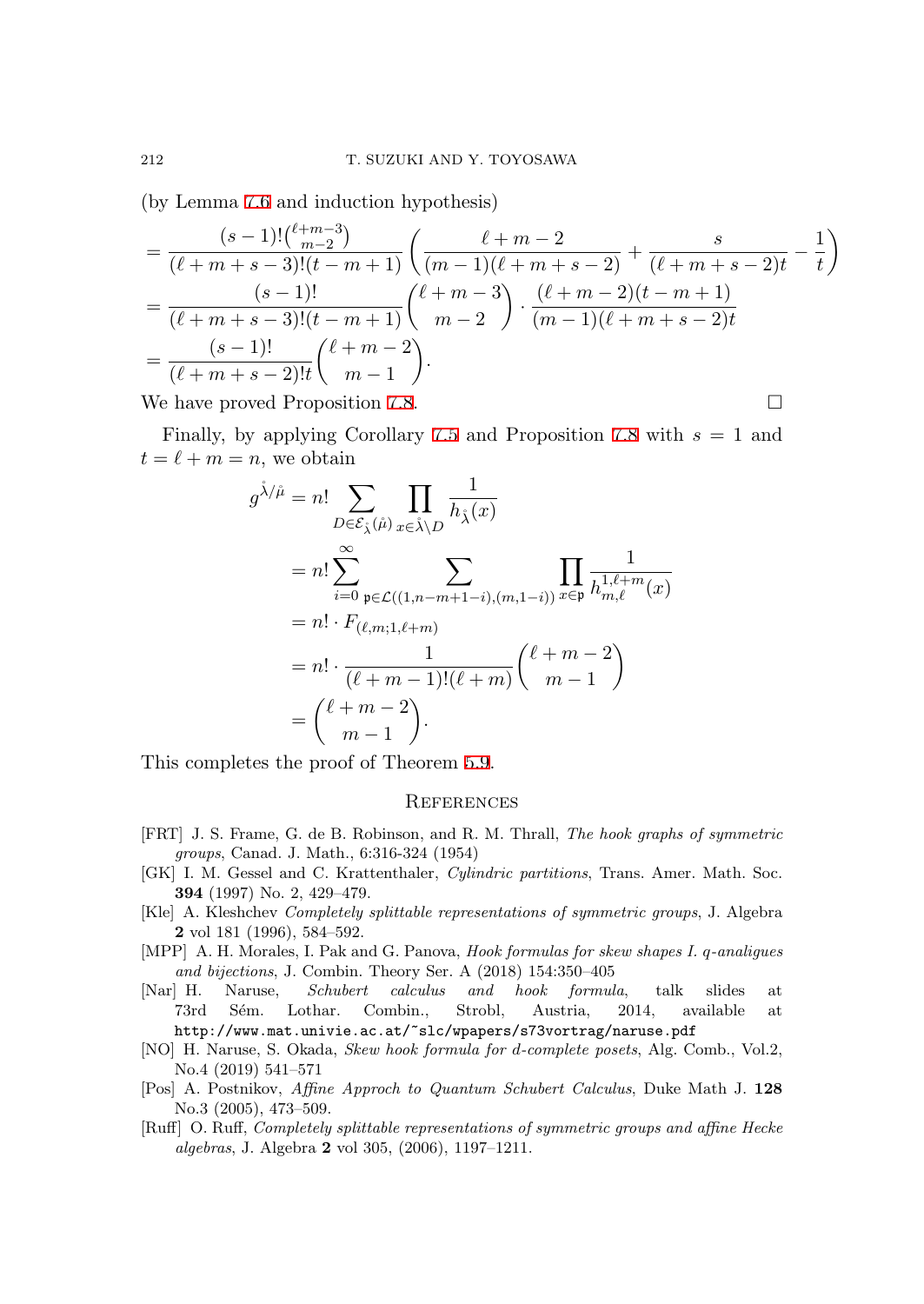(by Lemma 7.6 and induction hypothesis)

$$
\begin{aligned}
&= \frac{(s-1)!\binom{\ell+m-3}{m-2}}{(\ell+m+s-3)!(t-m+1)}\left(\frac{\ell+m-2}{(m-1)(\ell+m+s-2)}+\frac{s}{(\ell+m+s-2)t}-\frac{1}{t}\right)\\
&= \frac{(s-1)!}{(\ell+m+s-3)!(t-m+1)}\binom{\ell+m-3}{m-2}\cdot\frac{(\ell+m-2)(t-m+1)}{(m-1)(\ell+m+s-2)t}\\
&= \frac{(s-1)!}{(\ell+m+s-2)!t}\binom{\ell+m-2}{m-1}.
\end{aligned}
$$

We have proved Proposition 7.8. □

Finally, by applying Corollary 7.5 and Proposition 7.8 with $s=1$ and $t=\ell+m=n$, we obtain

$$
\begin{aligned}
g^{\mathring{\lambda}/\mathring{\mu}} &= n!\sum_{D\in\mathcal{E}_{\mathring{\lambda}}(\mathring{\mu})}\prod_{x\in\mathring{\lambda}\setminus D}\frac{1}{h_{\mathring{\lambda}}(x)}\\
&= n!\sum_{i=0}^{\infty}\sum_{\mathfrak{p}\in\mathcal{L}((1,n-m+1-i),(m,1-i))}\prod_{x\in\mathfrak{p}}\frac{1}{h^{1,\ell+m}_{m,\ell}(x)}\\
&= n!\cdot F_{(\ell,m;1,\ell+m)}\\
&= n!\cdot\frac{1}{(\ell+m-1)!(\ell+m)}\binom{\ell+m-2}{m-1}\\
&= \binom{\ell+m-2}{m-1}.
\end{aligned}
$$

This completes the proof of Theorem 5.9.

## References

[FRT] J. S. Frame, G. de B. Robinson, and R. M. Thrall, *The hook graphs of symmetric groups*, Canad. J. Math., 6:316-324 (1954)

[GK] I. M. Gessel and C. Krattenthaler, *Cylindric partitions*, Trans. Amer. Math. Soc. **394** (1997) No. 2, 429–479.

[Kle] A. Kleshchev *Completely splittable representations of symmetric groups*, J. Algebra **2** vol 181 (1996), 584–592.

[MPP] A. H. Morales, I. Pak and G. Panova, *Hook formulas for skew shapes I. q-analigues and bijections*, J. Combin. Theory Ser. A (2018) 154:350–405

[Nar] H. Naruse, *Schubert calculus and hook formula*, talk slides at 73rd Sém. Lothar. Combin., Strobl, Austria, 2014, available at http://www.mat.univie.ac.at/~slc/wpapers/s73vortrag/naruse.pdf

[NO] H. Naruse, S. Okada, *Skew hook formula for d-complete posets*, Alg. Comb., Vol.2, No.4 (2019) 541–571

[Pos] A. Postnikov, *Affine Approch to Quantum Schubert Calculus*, Duke Math J. **128** No.3 (2005), 473–509.

[Ruff] O. Ruff, *Completely splittable representations of symmetric groups and affine Hecke algebras*, J. Algebra **2** vol 305, (2006), 1197–1211.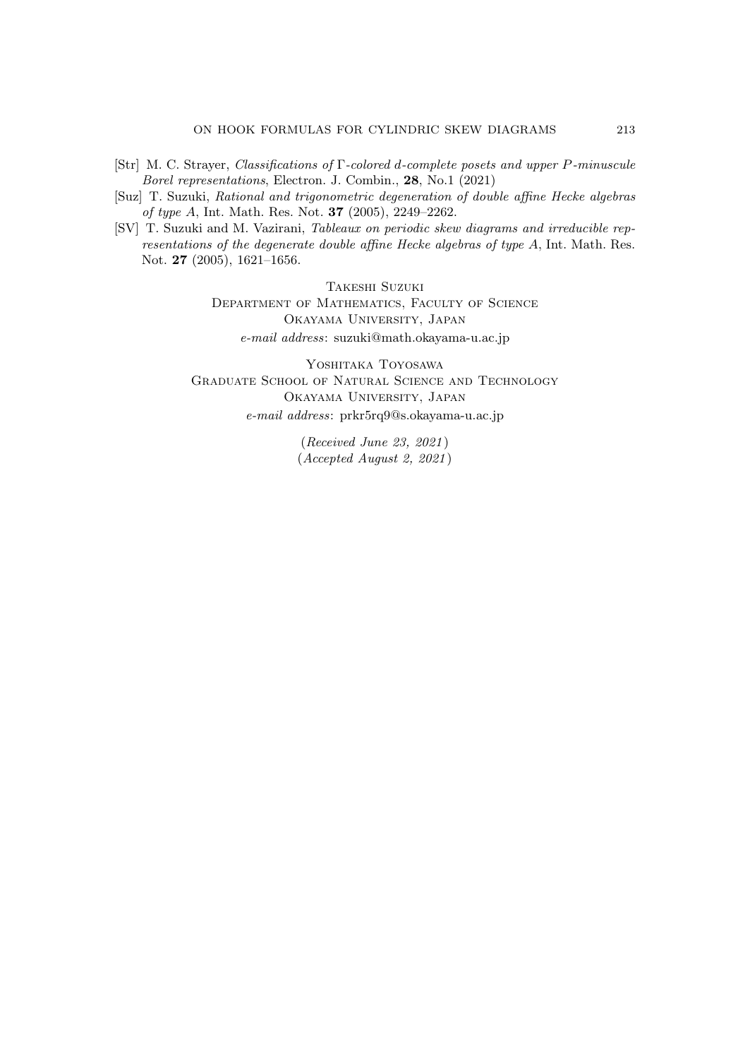[Str] M. C. Strayer, *Classifications of* $\Gamma$*-colored* $d$*-complete posets and upper* $P$*-minuscule Borel representations*, Electron. J. Combin., **28**, No.1 (2021)

[Suz] T. Suzuki, *Rational and trigonometric degeneration of double affine Hecke algebras of type A*, Int. Math. Res. Not. **37** (2005), 2249–2262.

[SV] T. Suzuki and M. Vazirani, *Tableaux on periodic skew diagrams and irreducible representations of the degenerate double affine Hecke algebras of type A*, Int. Math. Res. Not. **27** (2005), 1621–1656.

Takeshi Suzuki
Department of Mathematics, Faculty of Science
Okayama University, Japan
*e-mail address*: suzuki@math.okayama-u.ac.jp

Yoshitaka Toyosawa
Graduate School of Natural Science and Technology
Okayama University, Japan
*e-mail address*: prkr5rq9@s.okayama-u.ac.jp

(*Received June 23, 2021*)
(*Accepted August 2, 2021*)